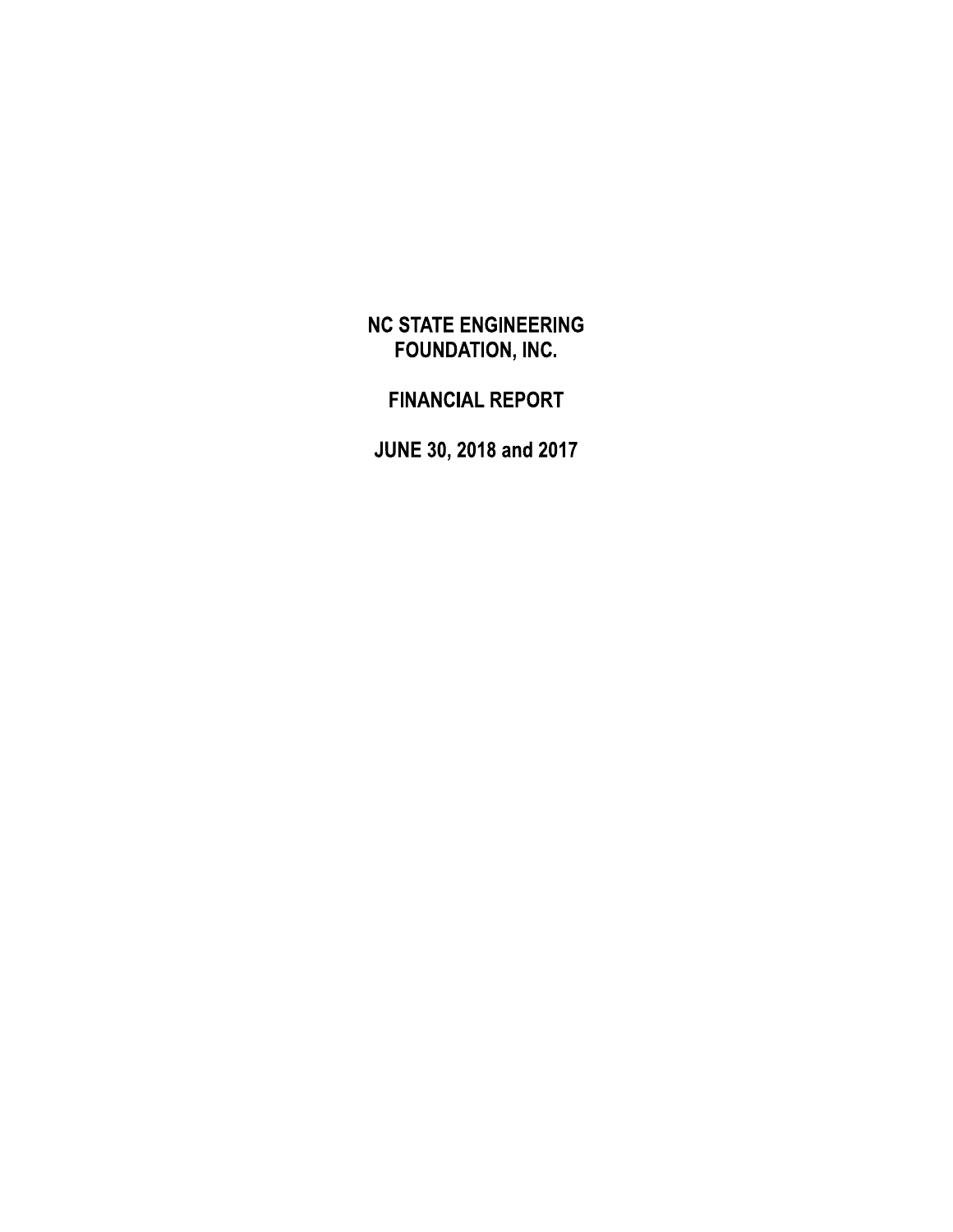# NC STATE ENGINEERING FOUNDATION, INC.

## FINANCIAL REPORT

## JUNE 30, 2018 and 2017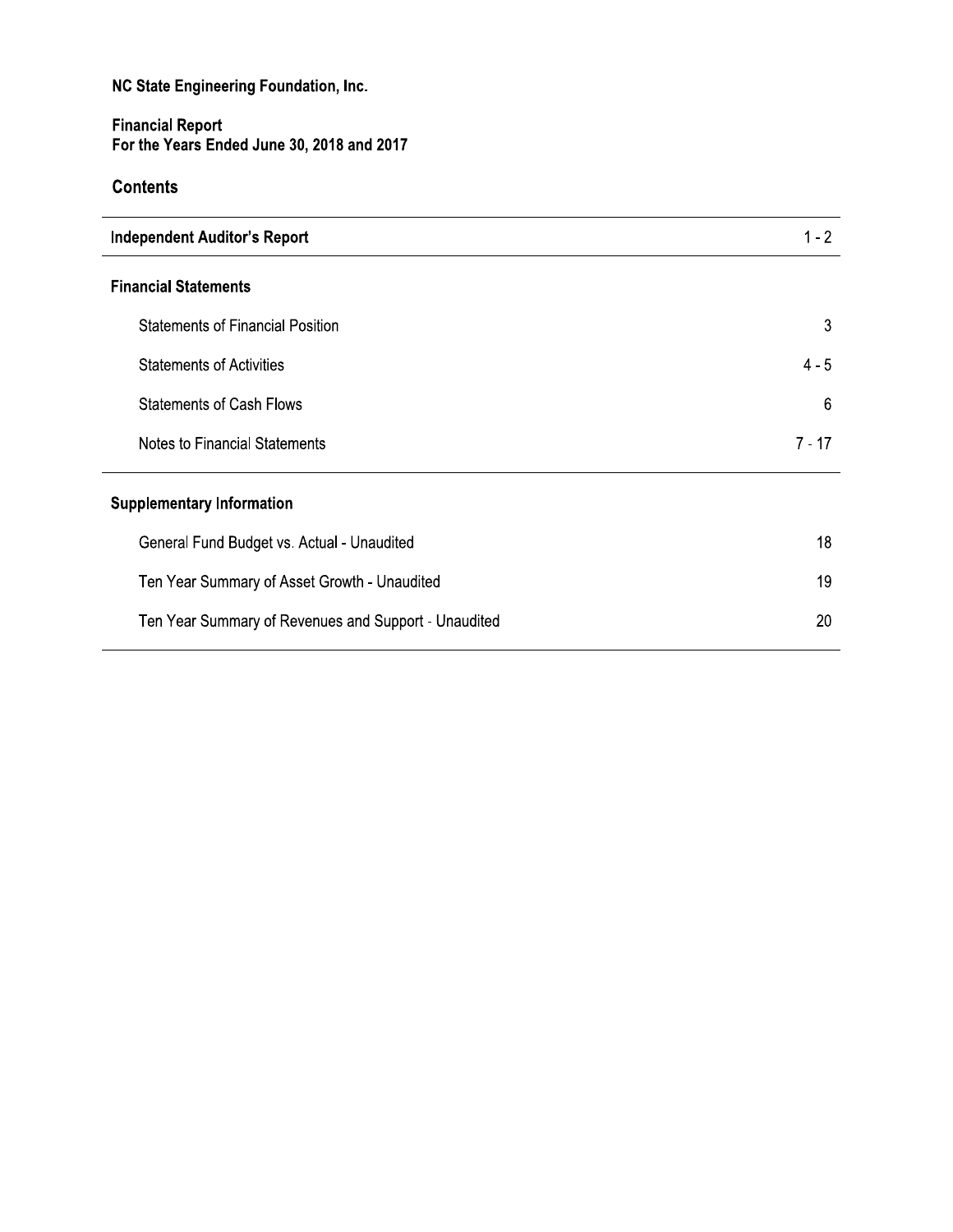**NC State Engineering Foundation, Inc.**

**Financial Report**
**For the Years Ended June 30, 2018 and 2017**

## Contents

| | |
|---|---|
| **Independent Auditor's Report** | 1 - 2 |
| **Financial Statements** | |
| Statements of Financial Position | 3 |
| Statements of Activities | 4 - 5 |
| Statements of Cash Flows | 6 |
| Notes to Financial Statements | 7 - 17 |
| **Supplementary Information** | |
| General Fund Budget vs. Actual - Unaudited | 18 |
| Ten Year Summary of Asset Growth - Unaudited | 19 |
| Ten Year Summary of Revenues and Support - Unaudited | 20 |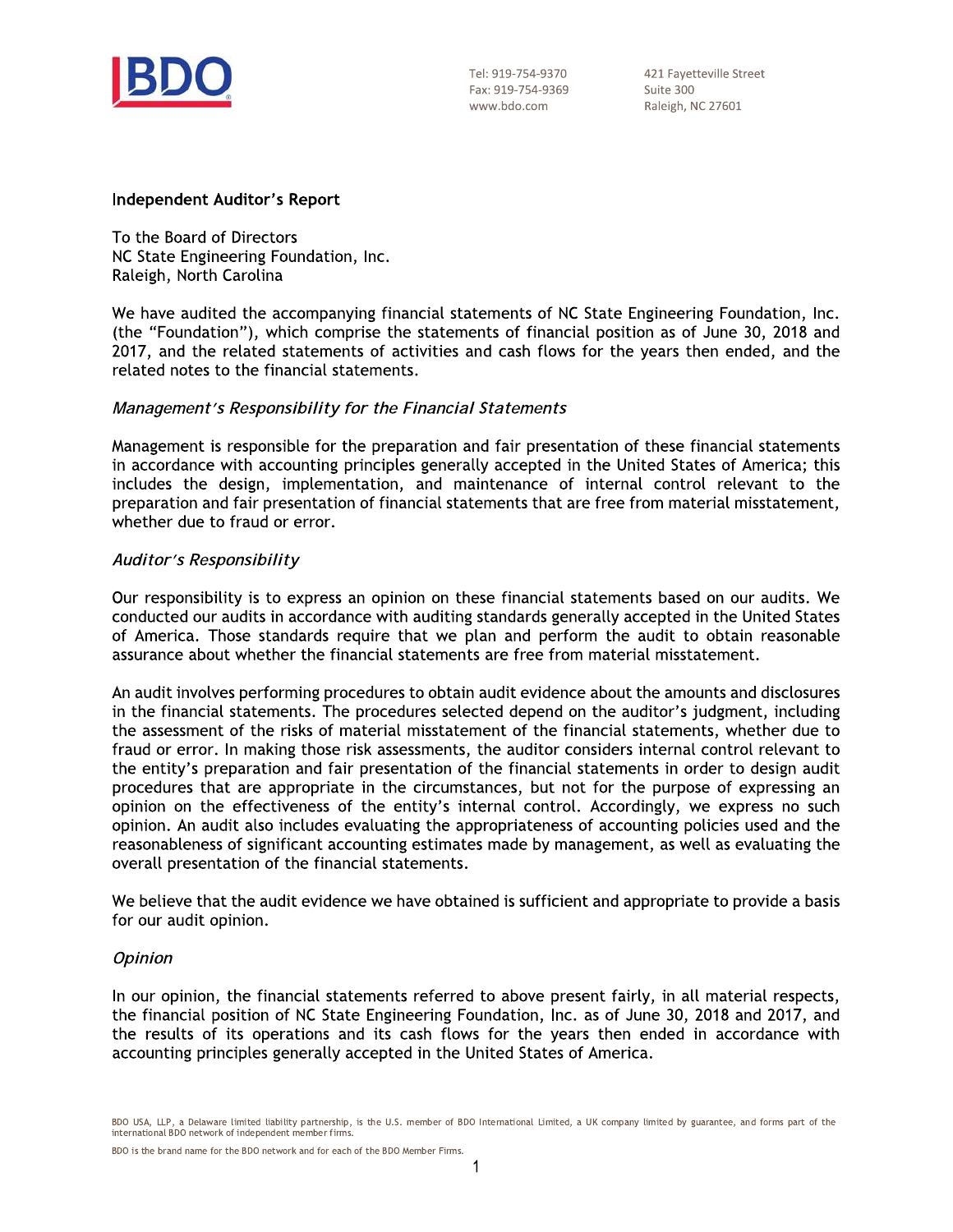Tel: 919-754-9370
Fax: 919-754-9369
www.bdo.com

421 Fayetteville Street
Suite 300
Raleigh, NC 27601

## Independent Auditor's Report

To the Board of Directors
NC State Engineering Foundation, Inc.
Raleigh, North Carolina

We have audited the accompanying financial statements of NC State Engineering Foundation, Inc. (the "Foundation"), which comprise the statements of financial position as of June 30, 2018 and 2017, and the related statements of activities and cash flows for the years then ended, and the related notes to the financial statements.

### *Management's Responsibility for the Financial Statements*

Management is responsible for the preparation and fair presentation of these financial statements in accordance with accounting principles generally accepted in the United States of America; this includes the design, implementation, and maintenance of internal control relevant to the preparation and fair presentation of financial statements that are free from material misstatement, whether due to fraud or error.

### *Auditor's Responsibility*

Our responsibility is to express an opinion on these financial statements based on our audits. We conducted our audits in accordance with auditing standards generally accepted in the United States of America. Those standards require that we plan and perform the audit to obtain reasonable assurance about whether the financial statements are free from material misstatement.

An audit involves performing procedures to obtain audit evidence about the amounts and disclosures in the financial statements. The procedures selected depend on the auditor's judgment, including the assessment of the risks of material misstatement of the financial statements, whether due to fraud or error. In making those risk assessments, the auditor considers internal control relevant to the entity's preparation and fair presentation of the financial statements in order to design audit procedures that are appropriate in the circumstances, but not for the purpose of expressing an opinion on the effectiveness of the entity's internal control. Accordingly, we express no such opinion. An audit also includes evaluating the appropriateness of accounting policies used and the reasonableness of significant accounting estimates made by management, as well as evaluating the overall presentation of the financial statements.

We believe that the audit evidence we have obtained is sufficient and appropriate to provide a basis for our audit opinion.

### *Opinion*

In our opinion, the financial statements referred to above present fairly, in all material respects, the financial position of NC State Engineering Foundation, Inc. as of June 30, 2018 and 2017, and the results of its operations and its cash flows for the years then ended in accordance with accounting principles generally accepted in the United States of America.

BDO USA, LLP, a Delaware limited liability partnership, is the U.S. member of BDO International Limited, a UK company limited by guarantee, and forms part of the international BDO network of independent member firms.

BDO is the brand name for the BDO network and for each of the BDO Member Firms.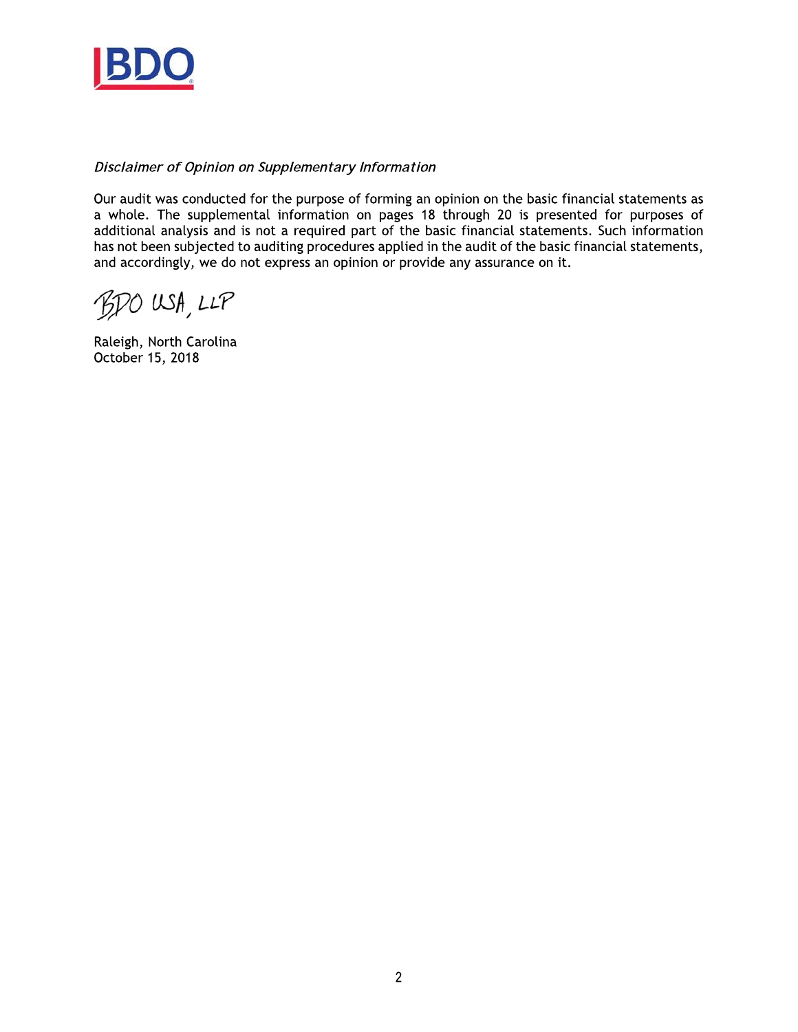*Disclaimer of Opinion on Supplementary Information*

Our audit was conducted for the purpose of forming an opinion on the basic financial statements as a whole. The supplemental information on pages 18 through 20 is presented for purposes of additional analysis and is not a required part of the basic financial statements. Such information has not been subjected to auditing procedures applied in the audit of the basic financial statements, and accordingly, we do not express an opinion or provide any assurance on it.

BDO USA, LLP

Raleigh, North Carolina
October 15, 2018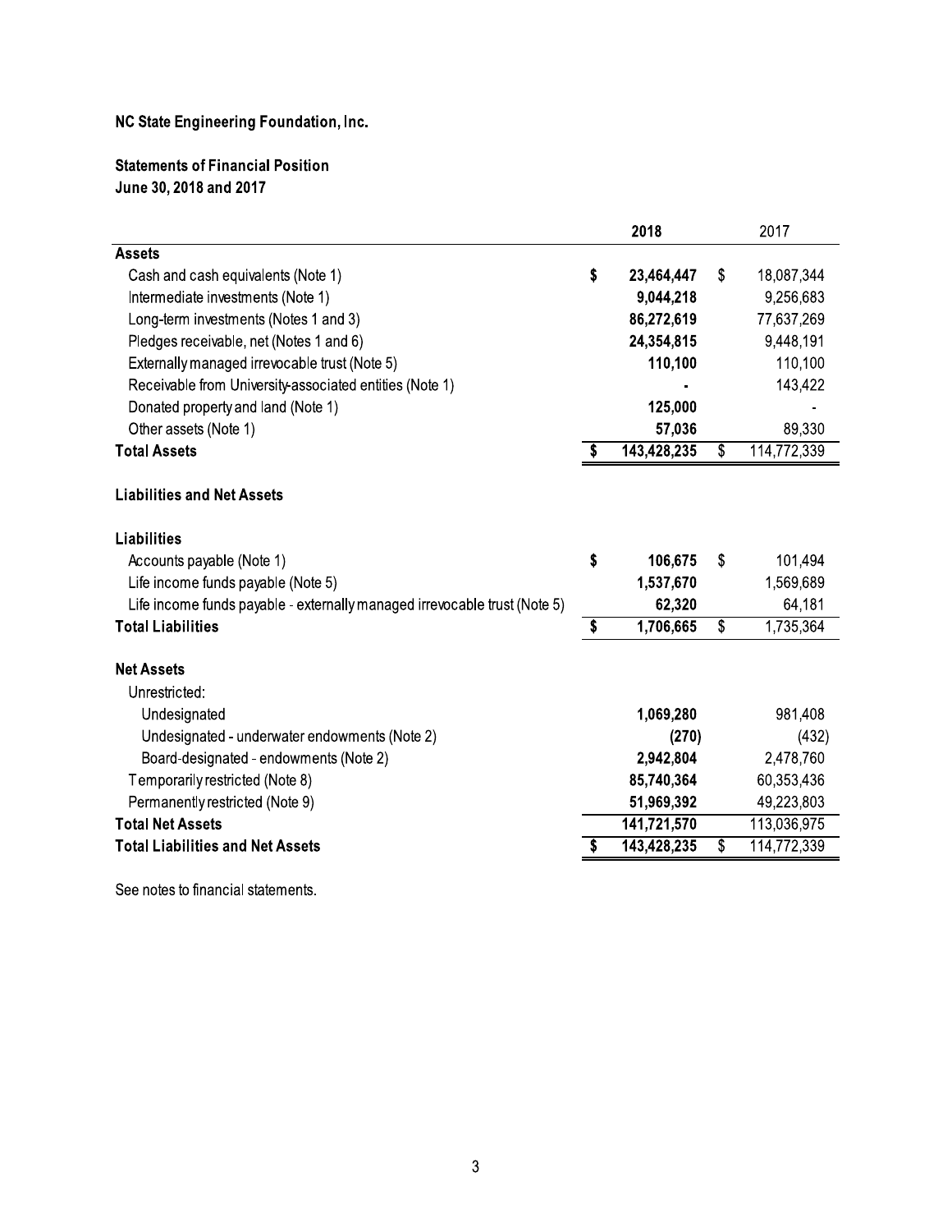**NC State Engineering Foundation, Inc.**

**Statements of Financial Position**
**June 30, 2018 and 2017**

| | 2018 | 2017 |
|---|---|---|
| **Assets** | | |
| Cash and cash equivalents (Note 1) | **$ 23,464,447** | $ 18,087,344 |
| Intermediate investments (Note 1) | **9,044,218** | 9,256,683 |
| Long-term investments (Notes 1 and 3) | **86,272,619** | 77,637,269 |
| Pledges receivable, net (Notes 1 and 6) | **24,354,815** | 9,448,191 |
| Externally managed irrevocable trust (Note 5) | **110,100** | 110,100 |
| Receivable from University-associated entities (Note 1) | **-** | 143,422 |
| Donated property and land (Note 1) | **125,000** | - |
| Other assets (Note 1) | **57,036** | 89,330 |
| **Total Assets** | **$ 143,428,235** | $ 114,772,339 |
| | | |
| **Liabilities and Net Assets** | | |
| | | |
| **Liabilities** | | |
| Accounts payable (Note 1) | **$ 106,675** | $ 101,494 |
| Life income funds payable (Note 5) | **1,537,670** | 1,569,689 |
| Life income funds payable - externally managed irrevocable trust (Note 5) | **62,320** | 64,181 |
| **Total Liabilities** | **$ 1,706,665** | $ 1,735,364 |
| | | |
| **Net Assets** | | |
| Unrestricted: | | |
| Undesignated | **1,069,280** | 981,408 |
| Undesignated - underwater endowments (Note 2) | **(270)** | (432) |
| Board-designated - endowments (Note 2) | **2,942,804** | 2,478,760 |
| Temporarily restricted (Note 8) | **85,740,364** | 60,353,436 |
| Permanently restricted (Note 9) | **51,969,392** | 49,223,803 |
| **Total Net Assets** | **141,721,570** | 113,036,975 |
| **Total Liabilities and Net Assets** | **$ 143,428,235** | $ 114,772,339 |

See notes to financial statements.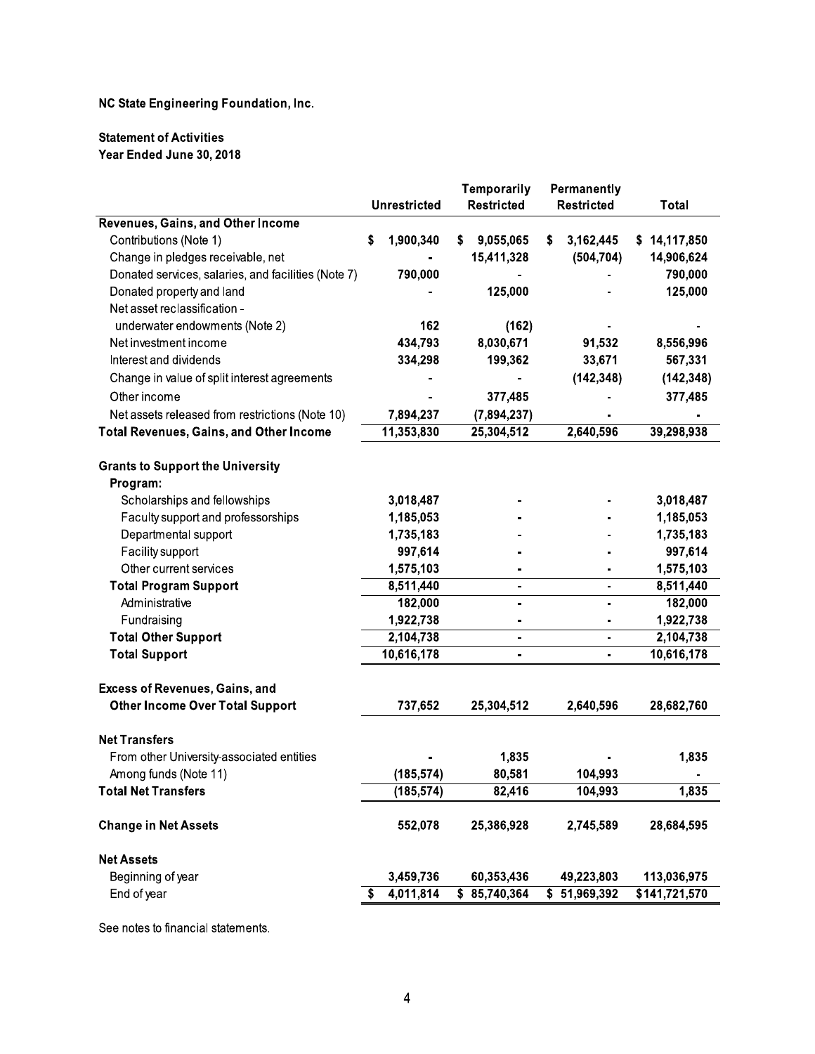# NC State Engineering Foundation, Inc.

## Statement of Activities
### Year Ended June 30, 2018

| | Unrestricted | Temporarily Restricted | Permanently Restricted | Total |
|---|---|---|---|---|
| **Revenues, Gains, and Other Income** | | | | |
| Contributions (Note 1) | $ 1,900,340 | $ 9,055,065 | $ 3,162,445 | $ 14,117,850 |
| Change in pledges receivable, net | - | 15,411,328 | (504,704) | 14,906,624 |
| Donated services, salaries, and facilities (Note 7) | 790,000 | - | - | 790,000 |
| Donated property and land | - | 125,000 | - | 125,000 |
| Net asset reclassification - underwater endowments (Note 2) | 162 | (162) | - | - |
| Net investment income | 434,793 | 8,030,671 | 91,532 | 8,556,996 |
| Interest and dividends | 334,298 | 199,362 | 33,671 | 567,331 |
| Change in value of split interest agreements | - | - | (142,348) | (142,348) |
| Other income | - | 377,485 | - | 377,485 |
| Net assets released from restrictions (Note 10) | 7,894,237 | (7,894,237) | - | - |
| **Total Revenues, Gains, and Other Income** | 11,353,830 | 25,304,512 | 2,640,596 | 39,298,938 |
| **Grants to Support the University** | | | | |
| **Program:** | | | | |
| Scholarships and fellowships | 3,018,487 | - | - | 3,018,487 |
| Faculty support and professorships | 1,185,053 | - | - | 1,185,053 |
| Departmental support | 1,735,183 | - | - | 1,735,183 |
| Facility support | 997,614 | - | - | 997,614 |
| Other current services | 1,575,103 | - | - | 1,575,103 |
| **Total Program Support** | 8,511,440 | - | - | 8,511,440 |
| Administrative | 182,000 | - | - | 182,000 |
| Fundraising | 1,922,738 | - | - | 1,922,738 |
| **Total Other Support** | 2,104,738 | - | - | 2,104,738 |
| **Total Support** | 10,616,178 | - | - | 10,616,178 |
| **Excess of Revenues, Gains, and Other Income Over Total Support** | 737,652 | 25,304,512 | 2,640,596 | 28,682,760 |
| **Net Transfers** | | | | |
| From other University-associated entities | - | 1,835 | - | 1,835 |
| Among funds (Note 11) | (185,574) | 80,581 | 104,993 | - |
| **Total Net Transfers** | (185,574) | 82,416 | 104,993 | 1,835 |
| **Change in Net Assets** | 552,078 | 25,386,928 | 2,745,589 | 28,684,595 |
| **Net Assets** | | | | |
| Beginning of year | 3,459,736 | 60,353,436 | 49,223,803 | 113,036,975 |
| End of year | $ 4,011,814 | $ 85,740,364 | $ 51,969,392 | $141,721,570 |

See notes to financial statements.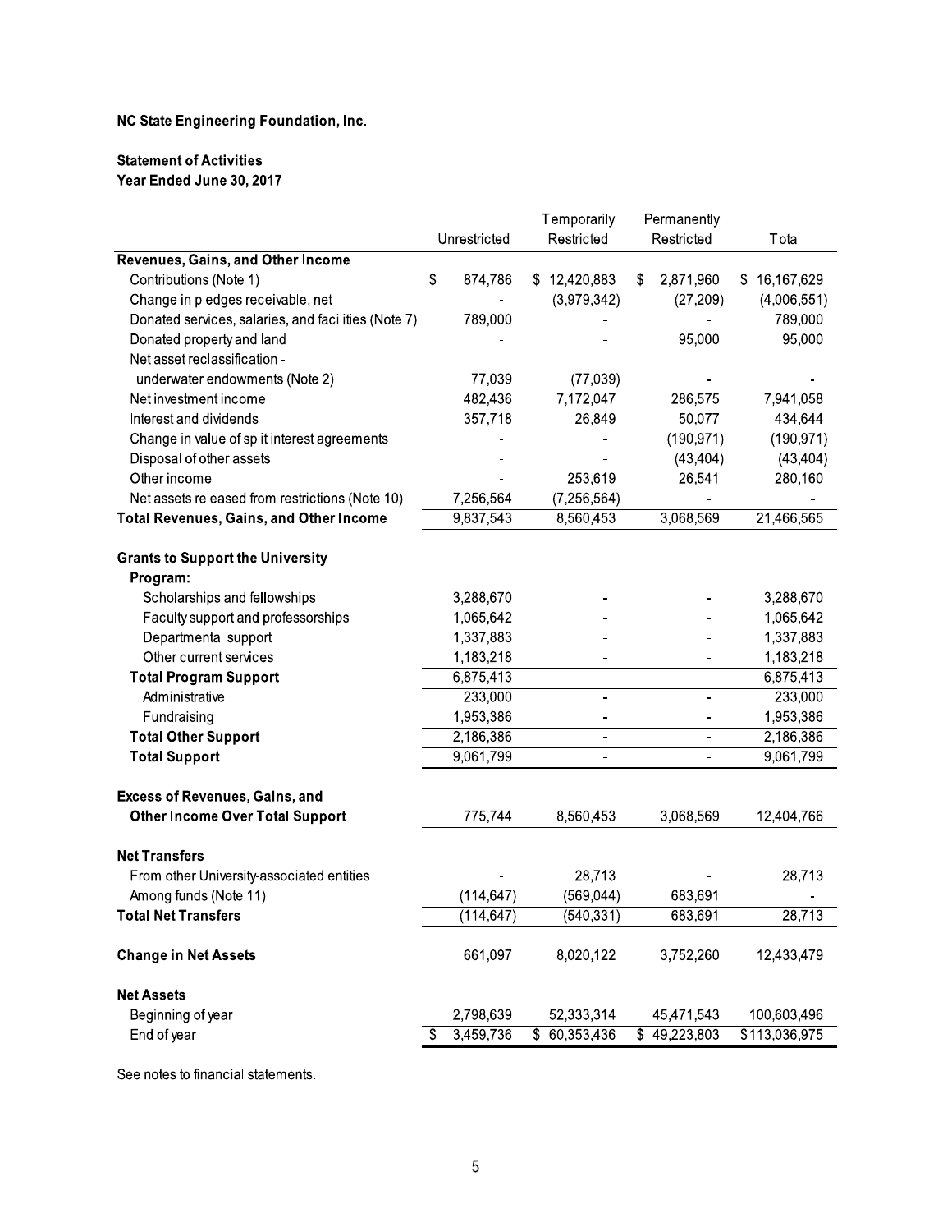**NC State Engineering Foundation, Inc.**

**Statement of Activities**
**Year Ended June 30, 2017**

| | Unrestricted | Temporarily Restricted | Permanently Restricted | Total |
|---|---|---|---|---|
| **Revenues, Gains, and Other Income** | | | | |
| Contributions (Note 1) | $ 874,786 | $ 12,420,883 | $ 2,871,960 | $ 16,167,629 |
| Change in pledges receivable, net | - | (3,979,342) | (27,209) | (4,006,551) |
| Donated services, salaries, and facilities (Note 7) | 789,000 | - | - | 789,000 |
| Donated property and land | - | - | 95,000 | 95,000 |
| Net asset reclassification - underwater endowments (Note 2) | 77,039 | (77,039) | - | - |
| Net investment income | 482,436 | 7,172,047 | 286,575 | 7,941,058 |
| Interest and dividends | 357,718 | 26,849 | 50,077 | 434,644 |
| Change in value of split interest agreements | - | - | (190,971) | (190,971) |
| Disposal of other assets | - | - | (43,404) | (43,404) |
| Other income | - | 253,619 | 26,541 | 280,160 |
| Net assets released from restrictions (Note 10) | 7,256,564 | (7,256,564) | - | - |
| **Total Revenues, Gains, and Other Income** | 9,837,543 | 8,560,453 | 3,068,569 | 21,466,565 |
| **Grants to Support the University** | | | | |
| **Program:** | | | | |
| Scholarships and fellowships | 3,288,670 | - | - | 3,288,670 |
| Faculty support and professorships | 1,065,642 | - | - | 1,065,642 |
| Departmental support | 1,337,883 | - | - | 1,337,883 |
| Other current services | 1,183,218 | - | - | 1,183,218 |
| **Total Program Support** | 6,875,413 | - | - | 6,875,413 |
| Administrative | 233,000 | - | - | 233,000 |
| Fundraising | 1,953,386 | - | - | 1,953,386 |
| **Total Other Support** | 2,186,386 | - | - | 2,186,386 |
| **Total Support** | 9,061,799 | - | - | 9,061,799 |
| **Excess of Revenues, Gains, and Other Income Over Total Support** | 775,744 | 8,560,453 | 3,068,569 | 12,404,766 |
| **Net Transfers** | | | | |
| From other University-associated entities | - | 28,713 | - | 28,713 |
| Among funds (Note 11) | (114,647) | (569,044) | 683,691 | - |
| **Total Net Transfers** | (114,647) | (540,331) | 683,691 | 28,713 |
| **Change in Net Assets** | 661,097 | 8,020,122 | 3,752,260 | 12,433,479 |
| **Net Assets** | | | | |
| Beginning of year | 2,798,639 | 52,333,314 | 45,471,543 | 100,603,496 |
| End of year | $ 3,459,736 | $ 60,353,436 | $ 49,223,803 | $113,036,975 |

See notes to financial statements.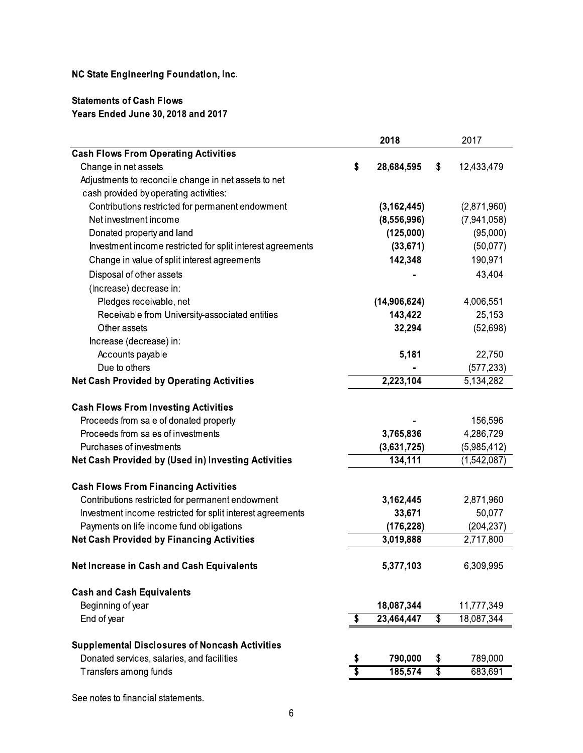NC State Engineering Foundation, Inc.

**Statements of Cash Flows**
**Years Ended June 30, 2018 and 2017**

| | 2018 | 2017 |
|---|---|---|
| **Cash Flows From Operating Activities** | | |
| Change in net assets | $ 28,684,595 | $ 12,433,479 |
| Adjustments to reconcile change in net assets to net cash provided by operating activities: | | |
| Contributions restricted for permanent endowment | (3,162,445) | (2,871,960) |
| Net investment income | (8,556,996) | (7,941,058) |
| Donated property and land | (125,000) | (95,000) |
| Investment income restricted for split interest agreements | (33,671) | (50,077) |
| Change in value of split interest agreements | 142,348 | 190,971 |
| Disposal of other assets | - | 43,404 |
| (Increase) decrease in: | | |
| Pledges receivable, net | (14,906,624) | 4,006,551 |
| Receivable from University-associated entities | 143,422 | 25,153 |
| Other assets | 32,294 | (52,698) |
| Increase (decrease) in: | | |
| Accounts payable | 5,181 | 22,750 |
| Due to others | - | (577,233) |
| **Net Cash Provided by Operating Activities** | 2,223,104 | 5,134,282 |
| | | |
| **Cash Flows From Investing Activities** | | |
| Proceeds from sale of donated property | - | 156,596 |
| Proceeds from sales of investments | 3,765,836 | 4,286,729 |
| Purchases of investments | (3,631,725) | (5,985,412) |
| **Net Cash Provided by (Used in) Investing Activities** | 134,111 | (1,542,087) |
| | | |
| **Cash Flows From Financing Activities** | | |
| Contributions restricted for permanent endowment | 3,162,445 | 2,871,960 |
| Investment income restricted for split interest agreements | 33,671 | 50,077 |
| Payments on life income fund obligations | (176,228) | (204,237) |
| **Net Cash Provided by Financing Activities** | 3,019,888 | 2,717,800 |
| | | |
| **Net Increase in Cash and Cash Equivalents** | 5,377,103 | 6,309,995 |
| | | |
| **Cash and Cash Equivalents** | | |
| Beginning of year | 18,087,344 | 11,777,349 |
| End of year | $ 23,464,447 | $ 18,087,344 |
| | | |
| **Supplemental Disclosures of Noncash Activities** | | |
| Donated services, salaries, and facilities | $ 790,000 | $ 789,000 |
| Transfers among funds | $ 185,574 | $ 683,691 |

See notes to financial statements.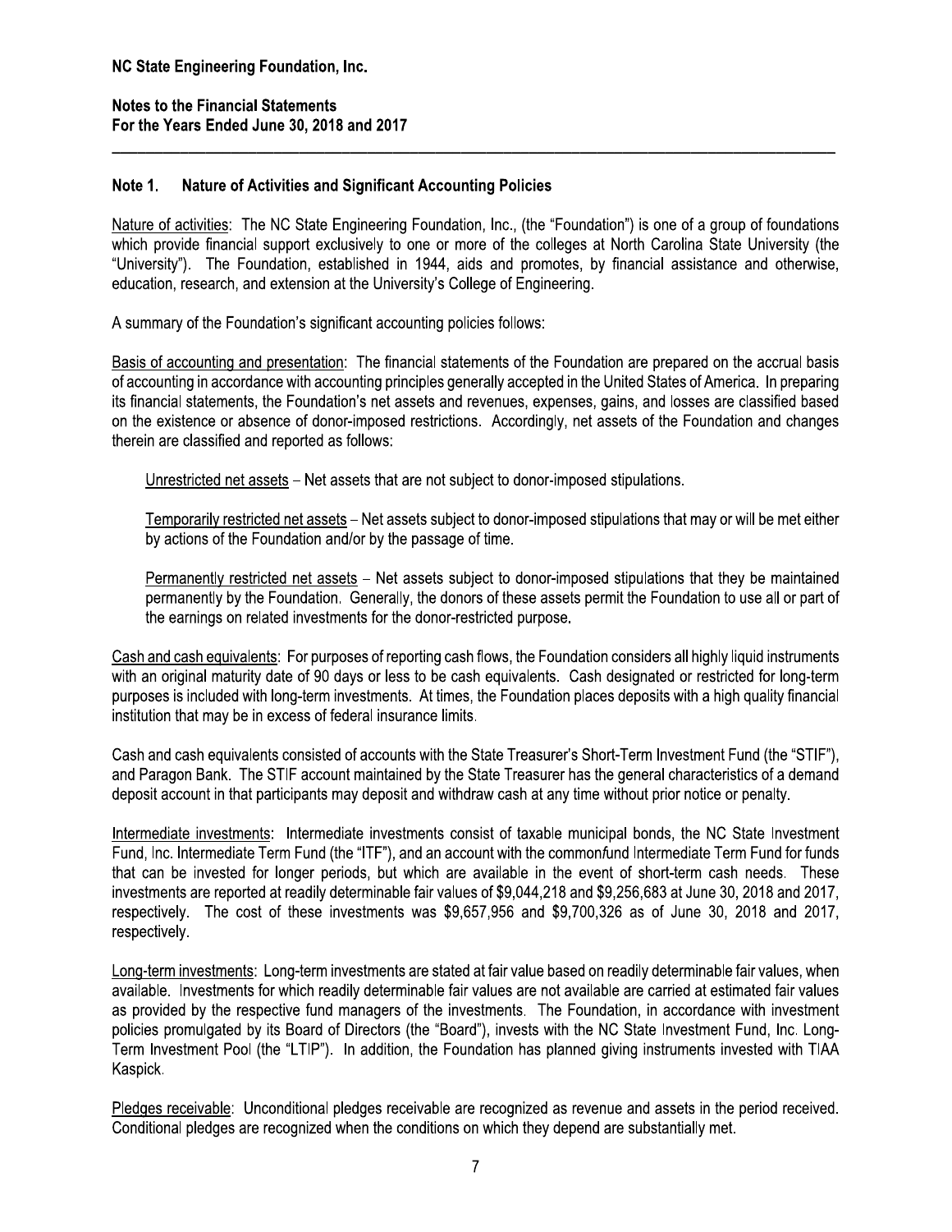**NC State Engineering Foundation, Inc.**

**Notes to the Financial Statements**
**For the Years Ended June 30, 2018 and 2017**

## Note 1. Nature of Activities and Significant Accounting Policies

Nature of activities: The NC State Engineering Foundation, Inc., (the "Foundation") is one of a group of foundations which provide financial support exclusively to one or more of the colleges at North Carolina State University (the "University"). The Foundation, established in 1944, aids and promotes, by financial assistance and otherwise, education, research, and extension at the University's College of Engineering.

A summary of the Foundation's significant accounting policies follows:

Basis of accounting and presentation: The financial statements of the Foundation are prepared on the accrual basis of accounting in accordance with accounting principles generally accepted in the United States of America. In preparing its financial statements, the Foundation's net assets and revenues, expenses, gains, and losses are classified based on the existence or absence of donor-imposed restrictions. Accordingly, net assets of the Foundation and changes therein are classified and reported as follows:

> Unrestricted net assets – Net assets that are not subject to donor-imposed stipulations.
>
> Temporarily restricted net assets – Net assets subject to donor-imposed stipulations that may or will be met either by actions of the Foundation and/or by the passage of time.
>
> Permanently restricted net assets – Net assets subject to donor-imposed stipulations that they be maintained permanently by the Foundation. Generally, the donors of these assets permit the Foundation to use all or part of the earnings on related investments for the donor-restricted purpose.

Cash and cash equivalents: For purposes of reporting cash flows, the Foundation considers all highly liquid instruments with an original maturity date of 90 days or less to be cash equivalents. Cash designated or restricted for long-term purposes is included with long-term investments. At times, the Foundation places deposits with a high quality financial institution that may be in excess of federal insurance limits.

Cash and cash equivalents consisted of accounts with the State Treasurer's Short-Term Investment Fund (the "STIF"), and Paragon Bank. The STIF account maintained by the State Treasurer has the general characteristics of a demand deposit account in that participants may deposit and withdraw cash at any time without prior notice or penalty.

Intermediate investments: Intermediate investments consist of taxable municipal bonds, the NC State Investment Fund, Inc. Intermediate Term Fund (the "ITF"), and an account with the commonfund Intermediate Term Fund for funds that can be invested for longer periods, but which are available in the event of short-term cash needs. These investments are reported at readily determinable fair values of $9,044,218 and $9,256,683 at June 30, 2018 and 2017, respectively. The cost of these investments was $9,657,956 and $9,700,326 as of June 30, 2018 and 2017, respectively.

Long-term investments: Long-term investments are stated at fair value based on readily determinable fair values, when available. Investments for which readily determinable fair values are not available are carried at estimated fair values as provided by the respective fund managers of the investments. The Foundation, in accordance with investment policies promulgated by its Board of Directors (the "Board"), invests with the NC State Investment Fund, Inc. Long-Term Investment Pool (the "LTIP"). In addition, the Foundation has planned giving instruments invested with TIAA Kaspick.

Pledges receivable: Unconditional pledges receivable are recognized as revenue and assets in the period received. Conditional pledges are recognized when the conditions on which they depend are substantially met.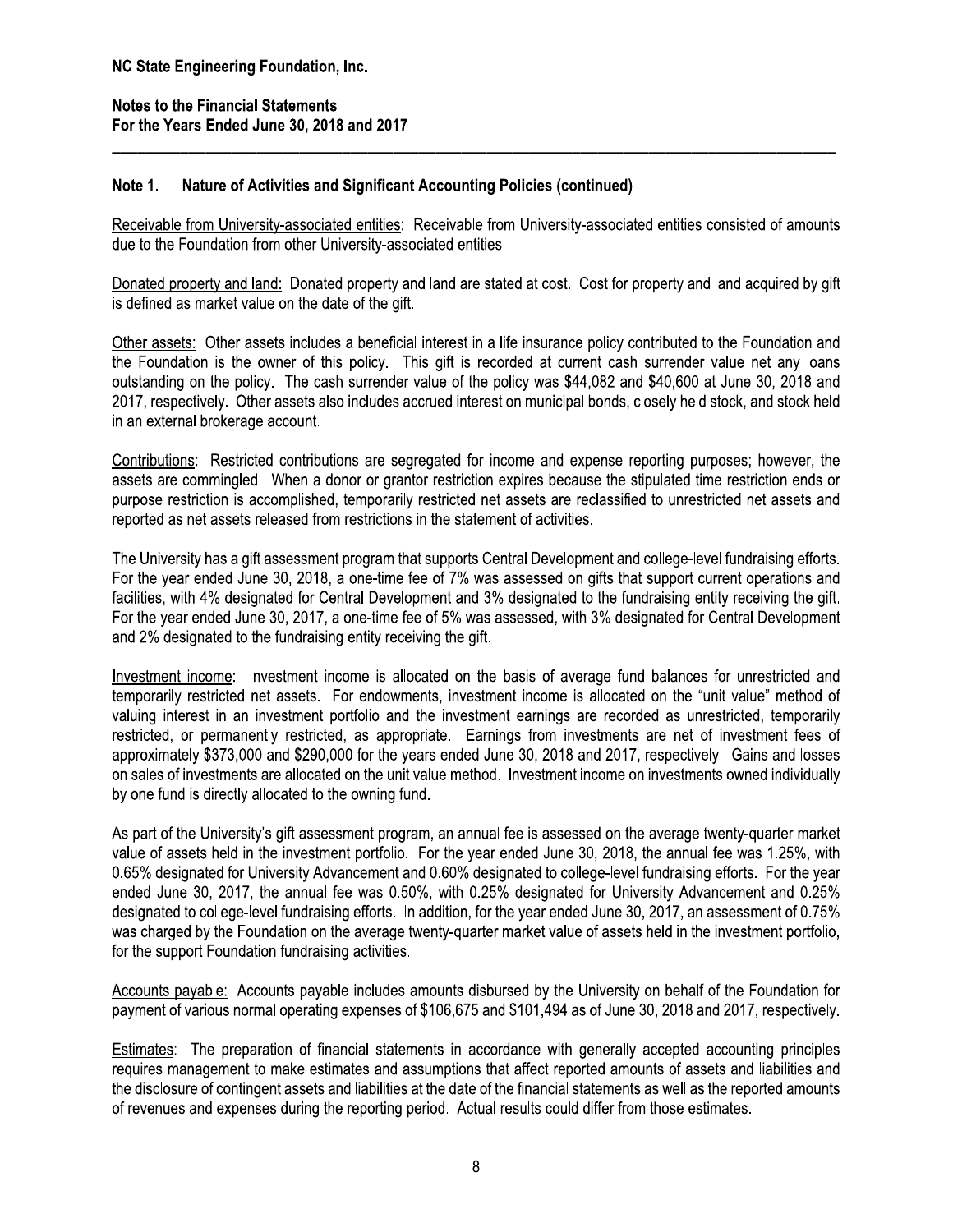## Note 1. Nature of Activities and Significant Accounting Policies (continued)

Receivable from University-associated entities: Receivable from University-associated entities consisted of amounts due to the Foundation from other University-associated entities.

Donated property and land: Donated property and land are stated at cost. Cost for property and land acquired by gift is defined as market value on the date of the gift.

Other assets: Other assets includes a beneficial interest in a life insurance policy contributed to the Foundation and the Foundation is the owner of this policy. This gift is recorded at current cash surrender value net any loans outstanding on the policy. The cash surrender value of the policy was $44,082 and $40,600 at June 30, 2018 and 2017, respectively. Other assets also includes accrued interest on municipal bonds, closely held stock, and stock held in an external brokerage account.

Contributions: Restricted contributions are segregated for income and expense reporting purposes; however, the assets are commingled. When a donor or grantor restriction expires because the stipulated time restriction ends or purpose restriction is accomplished, temporarily restricted net assets are reclassified to unrestricted net assets and reported as net assets released from restrictions in the statement of activities.

The University has a gift assessment program that supports Central Development and college-level fundraising efforts. For the year ended June 30, 2018, a one-time fee of 7% was assessed on gifts that support current operations and facilities, with 4% designated for Central Development and 3% designated to the fundraising entity receiving the gift. For the year ended June 30, 2017, a one-time fee of 5% was assessed, with 3% designated for Central Development and 2% designated to the fundraising entity receiving the gift.

Investment income: Investment income is allocated on the basis of average fund balances for unrestricted and temporarily restricted net assets. For endowments, investment income is allocated on the "unit value" method of valuing interest in an investment portfolio and the investment earnings are recorded as unrestricted, temporarily restricted, or permanently restricted, as appropriate. Earnings from investments are net of investment fees of approximately $373,000 and $290,000 for the years ended June 30, 2018 and 2017, respectively. Gains and losses on sales of investments are allocated on the unit value method. Investment income on investments owned individually by one fund is directly allocated to the owning fund.

As part of the University's gift assessment program, an annual fee is assessed on the average twenty-quarter market value of assets held in the investment portfolio. For the year ended June 30, 2018, the annual fee was 1.25%, with 0.65% designated for University Advancement and 0.60% designated to college-level fundraising efforts. For the year ended June 30, 2017, the annual fee was 0.50%, with 0.25% designated for University Advancement and 0.25% designated to college-level fundraising efforts. In addition, for the year ended June 30, 2017, an assessment of 0.75% was charged by the Foundation on the average twenty-quarter market value of assets held in the investment portfolio, for the support Foundation fundraising activities.

Accounts payable: Accounts payable includes amounts disbursed by the University on behalf of the Foundation for payment of various normal operating expenses of $106,675 and $101,494 as of June 30, 2018 and 2017, respectively.

Estimates: The preparation of financial statements in accordance with generally accepted accounting principles requires management to make estimates and assumptions that affect reported amounts of assets and liabilities and the disclosure of contingent assets and liabilities at the date of the financial statements as well as the reported amounts of revenues and expenses during the reporting period. Actual results could differ from those estimates.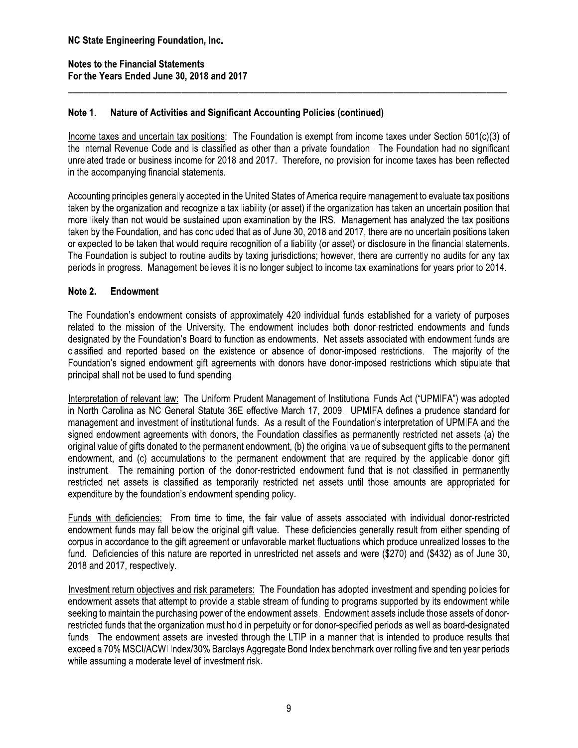## Note 1. Nature of Activities and Significant Accounting Policies (continued)

Income taxes and uncertain tax positions: The Foundation is exempt from income taxes under Section 501(c)(3) of the Internal Revenue Code and is classified as other than a private foundation. The Foundation had no significant unrelated trade or business income for 2018 and 2017. Therefore, no provision for income taxes has been reflected in the accompanying financial statements.

Accounting principles generally accepted in the United States of America require management to evaluate tax positions taken by the organization and recognize a tax liability (or asset) if the organization has taken an uncertain position that more likely than not would be sustained upon examination by the IRS. Management has analyzed the tax positions taken by the Foundation, and has concluded that as of June 30, 2018 and 2017, there are no uncertain positions taken or expected to be taken that would require recognition of a liability (or asset) or disclosure in the financial statements. The Foundation is subject to routine audits by taxing jurisdictions; however, there are currently no audits for any tax periods in progress. Management believes it is no longer subject to income tax examinations for years prior to 2014.

## Note 2. Endowment

The Foundation's endowment consists of approximately 420 individual funds established for a variety of purposes related to the mission of the University. The endowment includes both donor-restricted endowments and funds designated by the Foundation's Board to function as endowments. Net assets associated with endowment funds are classified and reported based on the existence or absence of donor-imposed restrictions. The majority of the Foundation's signed endowment gift agreements with donors have donor-imposed restrictions which stipulate that principal shall not be used to fund spending.

Interpretation of relevant law: The Uniform Prudent Management of Institutional Funds Act ("UPMIFA") was adopted in North Carolina as NC General Statute 36E effective March 17, 2009. UPMIFA defines a prudence standard for management and investment of institutional funds. As a result of the Foundation's interpretation of UPMIFA and the signed endowment agreements with donors, the Foundation classifies as permanently restricted net assets (a) the original value of gifts donated to the permanent endowment, (b) the original value of subsequent gifts to the permanent endowment, and (c) accumulations to the permanent endowment that are required by the applicable donor gift instrument. The remaining portion of the donor-restricted endowment fund that is not classified in permanently restricted net assets is classified as temporarily restricted net assets until those amounts are appropriated for expenditure by the foundation's endowment spending policy.

Funds with deficiencies: From time to time, the fair value of assets associated with individual donor-restricted endowment funds may fall below the original gift value. These deficiencies generally result from either spending of corpus in accordance to the gift agreement or unfavorable market fluctuations which produce unrealized losses to the fund. Deficiencies of this nature are reported in unrestricted net assets and were ($270) and ($432) as of June 30, 2018 and 2017, respectively.

Investment return objectives and risk parameters: The Foundation has adopted investment and spending policies for endowment assets that attempt to provide a stable stream of funding to programs supported by its endowment while seeking to maintain the purchasing power of the endowment assets. Endowment assets include those assets of donor-restricted funds that the organization must hold in perpetuity or for donor-specified periods as well as board-designated funds. The endowment assets are invested through the LTIP in a manner that is intended to produce results that exceed a 70% MSCI/ACWI Index/30% Barclays Aggregate Bond Index benchmark over rolling five and ten year periods while assuming a moderate level of investment risk.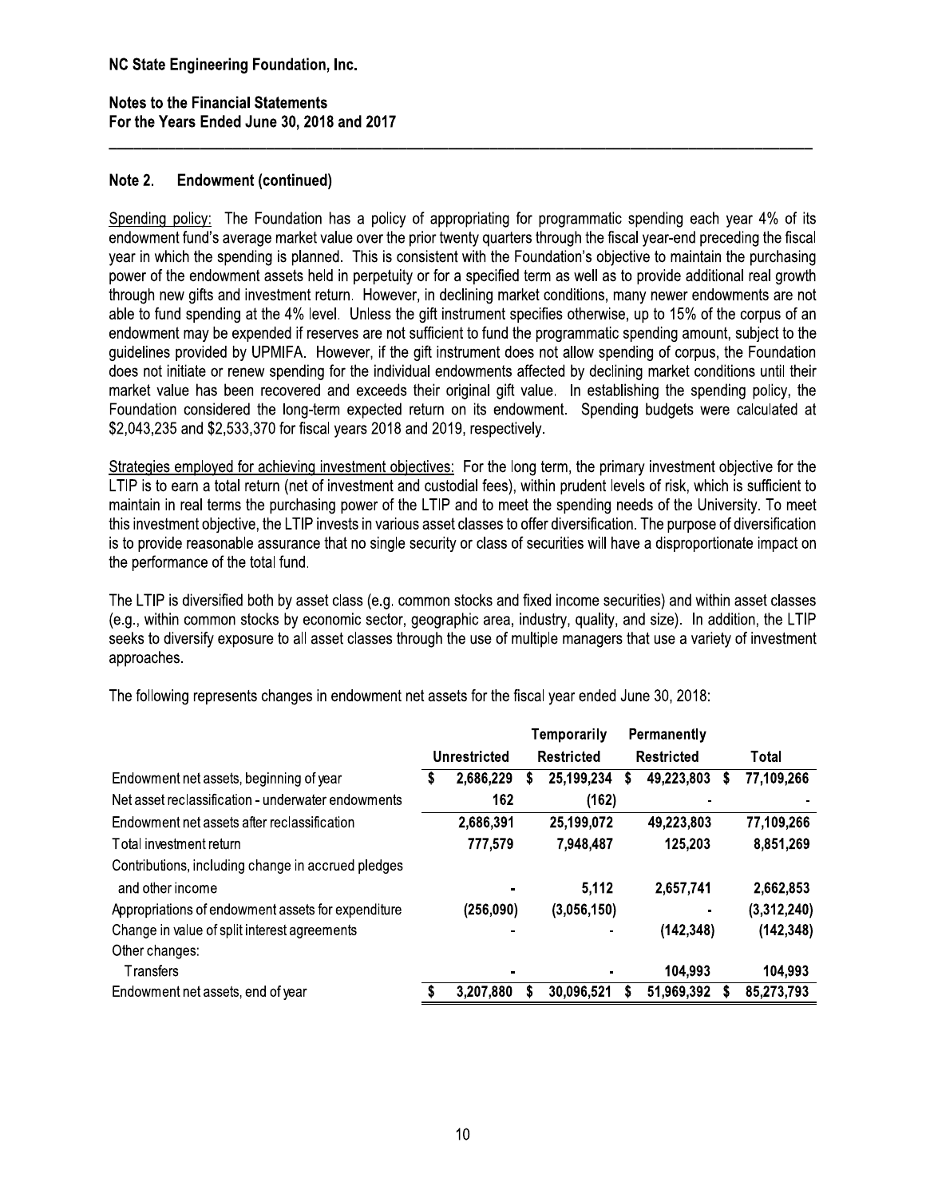**NC State Engineering Foundation, Inc.**

**Notes to the Financial Statements**
**For the Years Ended June 30, 2018 and 2017**

## Note 2. Endowment (continued)

Spending policy: The Foundation has a policy of appropriating for programmatic spending each year 4% of its endowment fund's average market value over the prior twenty quarters through the fiscal year-end preceding the fiscal year in which the spending is planned. This is consistent with the Foundation's objective to maintain the purchasing power of the endowment assets held in perpetuity or for a specified term as well as to provide additional real growth through new gifts and investment return. However, in declining market conditions, many newer endowments are not able to fund spending at the 4% level. Unless the gift instrument specifies otherwise, up to 15% of the corpus of an endowment may be expended if reserves are not sufficient to fund the programmatic spending amount, subject to the guidelines provided by UPMIFA. However, if the gift instrument does not allow spending of corpus, the Foundation does not initiate or renew spending for the individual endowments affected by declining market conditions until their market value has been recovered and exceeds their original gift value. In establishing the spending policy, the Foundation considered the long-term expected return on its endowment. Spending budgets were calculated at $2,043,235 and $2,533,370 for fiscal years 2018 and 2019, respectively.

Strategies employed for achieving investment objectives: For the long term, the primary investment objective for the LTIP is to earn a total return (net of investment and custodial fees), within prudent levels of risk, which is sufficient to maintain in real terms the purchasing power of the LTIP and to meet the spending needs of the University. To meet this investment objective, the LTIP invests in various asset classes to offer diversification. The purpose of diversification is to provide reasonable assurance that no single security or class of securities will have a disproportionate impact on the performance of the total fund.

The LTIP is diversified both by asset class (e.g. common stocks and fixed income securities) and within asset classes (e.g., within common stocks by economic sector, geographic area, industry, quality, and size). In addition, the LTIP seeks to diversify exposure to all asset classes through the use of multiple managers that use a variety of investment approaches.

The following represents changes in endowment net assets for the fiscal year ended June 30, 2018:

| | Unrestricted | Temporarily Restricted | Permanently Restricted | Total |
|---|---|---|---|---|
| Endowment net assets, beginning of year | $ 2,686,229 | $ 25,199,234 | $ 49,223,803 | $ 77,109,266 |
| Net asset reclassification - underwater endowments | 162 | (162) | - | - |
| Endowment net assets after reclassification | 2,686,391 | 25,199,072 | 49,223,803 | 77,109,266 |
| Total investment return | 777,579 | 7,948,487 | 125,203 | 8,851,269 |
| Contributions, including change in accrued pledges and other income | - | 5,112 | 2,657,741 | 2,662,853 |
| Appropriations of endowment assets for expenditure | (256,090) | (3,056,150) | - | (3,312,240) |
| Change in value of split interest agreements | - | - | (142,348) | (142,348) |
| Other changes: | | | | |
| Transfers | - | - | 104,993 | 104,993 |
| Endowment net assets, end of year | $ 3,207,880 | $ 30,096,521 | $ 51,969,392 | $ 85,273,793 |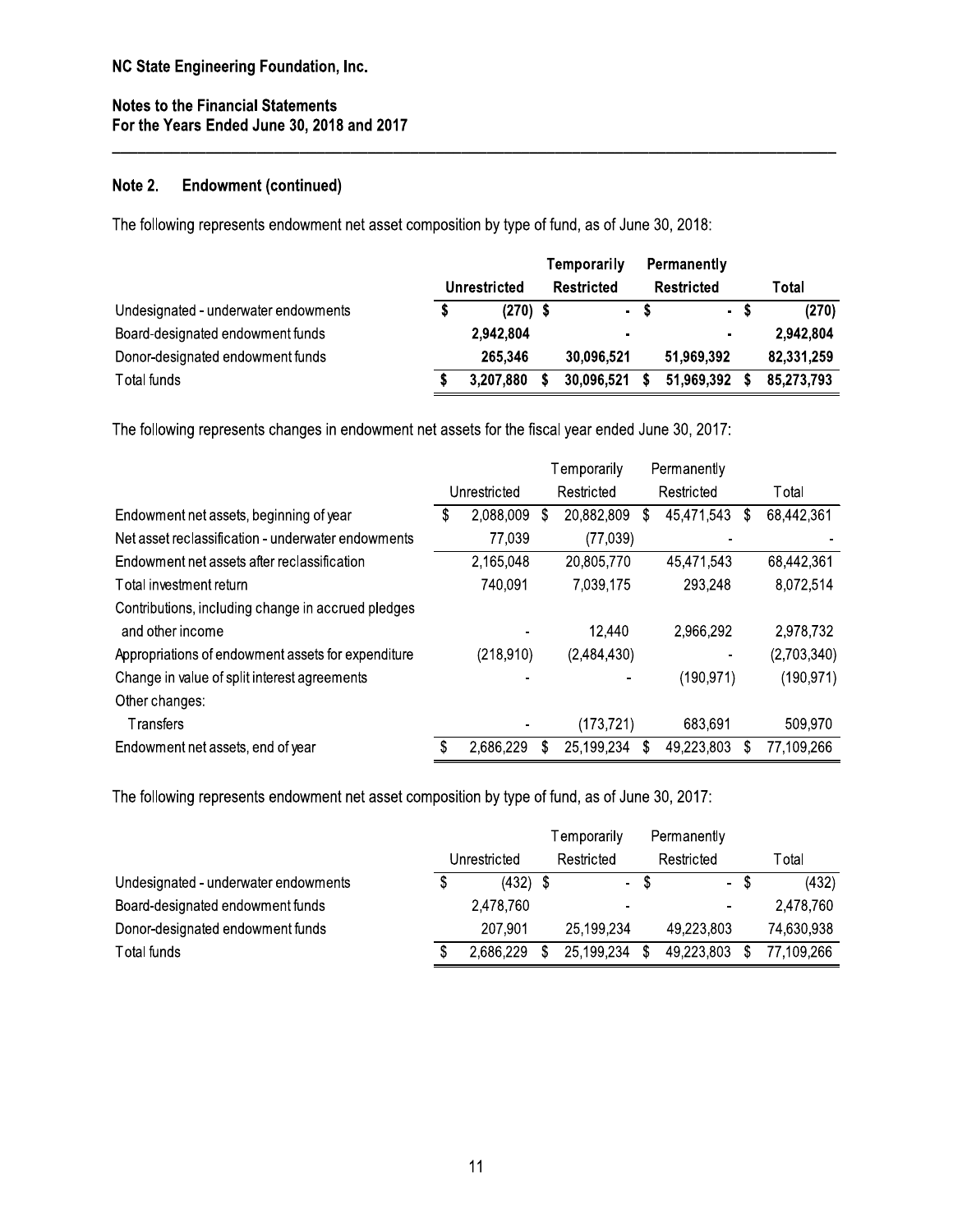## Note 2. Endowment (continued)

The following represents endowment net asset composition by type of fund, as of June 30, 2018:

| | Unrestricted | Temporarily Restricted | Permanently Restricted | Total |
|---|---|---|---|---|
| Undesignated - underwater endowments | $ (270) | $ - | $ - | $ (270) |
| Board-designated endowment funds | 2,942,804 | - | - | 2,942,804 |
| Donor-designated endowment funds | 265,346 | 30,096,521 | 51,969,392 | 82,331,259 |
| Total funds | $ 3,207,880 | $ 30,096,521 | $ 51,969,392 | $ 85,273,793 |

The following represents changes in endowment net assets for the fiscal year ended June 30, 2017:

| | Unrestricted | Temporarily Restricted | Permanently Restricted | Total |
|---|---|---|---|---|
| Endowment net assets, beginning of year | $ 2,088,009 | $ 20,882,809 | $ 45,471,543 | $ 68,442,361 |
| Net asset reclassification - underwater endowments | 77,039 | (77,039) | - | - |
| Endowment net assets after reclassification | 2,165,048 | 20,805,770 | 45,471,543 | 68,442,361 |
| Total investment return | 740,091 | 7,039,175 | 293,248 | 8,072,514 |
| Contributions, including change in accrued pledges and other income | - | 12,440 | 2,966,292 | 2,978,732 |
| Appropriations of endowment assets for expenditure | (218,910) | (2,484,430) | - | (2,703,340) |
| Change in value of split interest agreements | - | - | (190,971) | (190,971) |
| Other changes: | | | | |
| Transfers | - | (173,721) | 683,691 | 509,970 |
| Endowment net assets, end of year | $ 2,686,229 | $ 25,199,234 | $ 49,223,803 | $ 77,109,266 |

The following represents endowment net asset composition by type of fund, as of June 30, 2017:

| | Unrestricted | Temporarily Restricted | Permanently Restricted | Total |
|---|---|---|---|---|
| Undesignated - underwater endowments | $ (432) | $ - | $ - | $ (432) |
| Board-designated endowment funds | 2,478,760 | - | - | 2,478,760 |
| Donor-designated endowment funds | 207,901 | 25,199,234 | 49,223,803 | 74,630,938 |
| Total funds | $ 2,686,229 | $ 25,199,234 | $ 49,223,803 | $ 77,109,266 |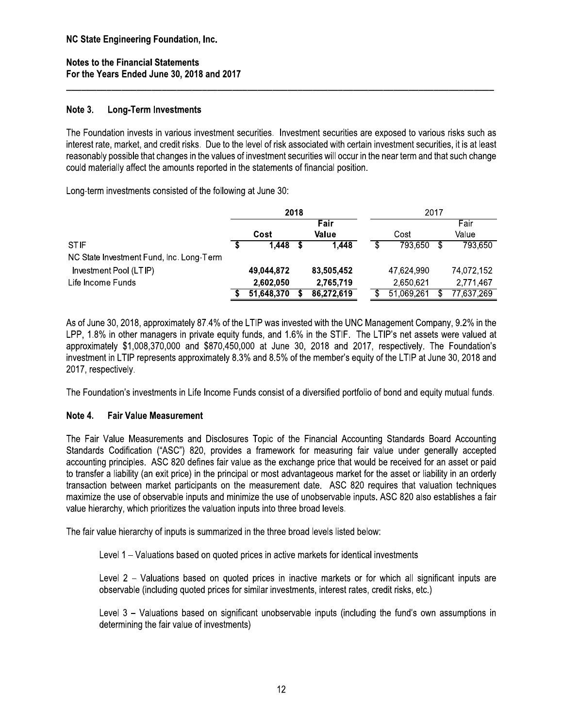NC State Engineering Foundation, Inc.

Notes to the Financial Statements
For the Years Ended June 30, 2018 and 2017

## Note 3. Long-Term Investments

The Foundation invests in various investment securities. Investment securities are exposed to various risks such as interest rate, market, and credit risks. Due to the level of risk associated with certain investment securities, it is at least reasonably possible that changes in the values of investment securities will occur in the near term and that such change could materially affect the amounts reported in the statements of financial position.

Long-term investments consisted of the following at June 30:

| | 2018 | | 2017 | |
|---|---|---|---|---|
| | **Cost** | **Fair Value** | Cost | Fair Value |
| STIF | **$ 1,448** | **$ 1,448** | $ 793,650 | $ 793,650 |
| NC State Investment Fund, Inc. Long-Term Investment Pool (LTIP) | **49,044,872** | **83,505,452** | 47,624,990 | 74,072,152 |
| Life Income Funds | **2,602,050** | **2,765,719** | 2,650,621 | 2,771,467 |
| | **$ 51,648,370** | **$ 86,272,619** | $ 51,069,261 | $ 77,637,269 |

As of June 30, 2018, approximately 87.4% of the LTIP was invested with the UNC Management Company, 9.2% in the LPP, 1.8% in other managers in private equity funds, and 1.6% in the STIF. The LTIP's net assets were valued at approximately $1,008,370,000 and $870,450,000 at June 30, 2018 and 2017, respectively. The Foundation's investment in LTIP represents approximately 8.3% and 8.5% of the member's equity of the LTIP at June 30, 2018 and 2017, respectively.

The Foundation's investments in Life Income Funds consist of a diversified portfolio of bond and equity mutual funds.

## Note 4. Fair Value Measurement

The Fair Value Measurements and Disclosures Topic of the Financial Accounting Standards Board Accounting Standards Codification ("ASC") 820, provides a framework for measuring fair value under generally accepted accounting principles. ASC 820 defines fair value as the exchange price that would be received for an asset or paid to transfer a liability (an exit price) in the principal or most advantageous market for the asset or liability in an orderly transaction between market participants on the measurement date. ASC 820 requires that valuation techniques maximize the use of observable inputs and minimize the use of unobservable inputs. ASC 820 also establishes a fair value hierarchy, which prioritizes the valuation inputs into three broad levels.

The fair value hierarchy of inputs is summarized in the three broad levels listed below:

Level 1 – Valuations based on quoted prices in active markets for identical investments

Level 2 – Valuations based on quoted prices in inactive markets or for which all significant inputs are observable (including quoted prices for similar investments, interest rates, credit risks, etc.)

Level 3 – Valuations based on significant unobservable inputs (including the fund's own assumptions in determining the fair value of investments)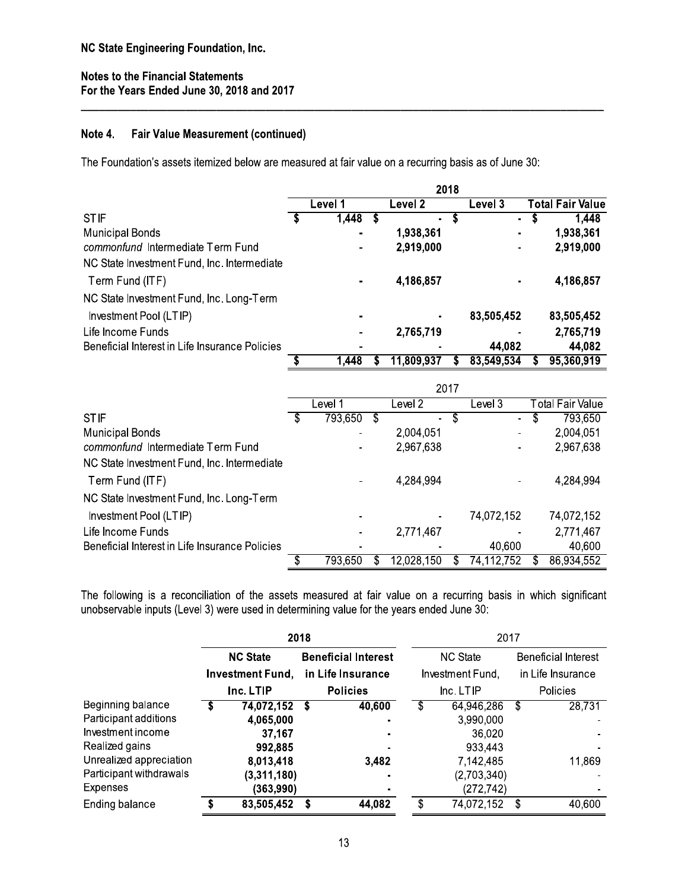## Note 4. Fair Value Measurement (continued)

The Foundation's assets itemized below are measured at fair value on a recurring basis as of June 30:

| | 2018 | | | |
|---|---|---|---|---|
| | Level 1 | Level 2 | Level 3 | Total Fair Value |
| STIF | $ 1,448 | $ - | $ - | $ 1,448 |
| Municipal Bonds | - | 1,938,361 | - | 1,938,361 |
| *commonfund* Intermediate Term Fund | - | 2,919,000 | - | 2,919,000 |
| NC State Investment Fund, Inc. Intermediate Term Fund (ITF) | - | 4,186,857 | - | 4,186,857 |
| NC State Investment Fund, Inc. Long-Term Investment Pool (LTIP) | - | - | 83,505,452 | 83,505,452 |
| Life Income Funds | - | 2,765,719 | - | 2,765,719 |
| Beneficial Interest in Life Insurance Policies | - | - | 44,082 | 44,082 |
| | $ 1,448 | $ 11,809,937 | $ 83,549,534 | $ 95,360,919 |

| | 2017 | | | |
|---|---|---|---|---|
| | Level 1 | Level 2 | Level 3 | Total Fair Value |
| STIF | $ 793,650 | $ - | $ - | $ 793,650 |
| Municipal Bonds | - | 2,004,051 | - | 2,004,051 |
| *commonfund* Intermediate Term Fund | - | 2,967,638 | - | 2,967,638 |
| NC State Investment Fund, Inc. Intermediate Term Fund (ITF) | - | 4,284,994 | - | 4,284,994 |
| NC State Investment Fund, Inc. Long-Term Investment Pool (LTIP) | - | - | 74,072,152 | 74,072,152 |
| Life Income Funds | - | 2,771,467 | - | 2,771,467 |
| Beneficial Interest in Life Insurance Policies | - | - | 40,600 | 40,600 |
| | $ 793,650 | $ 12,028,150 | $ 74,112,752 | $ 86,934,552 |

The following is a reconciliation of the assets measured at fair value on a recurring basis in which significant unobservable inputs (Level 3) were used in determining value for the years ended June 30:

| | 2018 | | 2017 | |
|---|---|---|---|---|
| | NC State Investment Fund, Inc. LTIP | Beneficial Interest in Life Insurance Policies | NC State Investment Fund, Inc. LTIP | Beneficial Interest in Life Insurance Policies |
| Beginning balance | $ 74,072,152 | $ 40,600 | $ 64,946,286 | $ 28,731 |
| Participant additions | 4,065,000 | - | 3,990,000 | - |
| Investment income | 37,167 | - | 36,020 | - |
| Realized gains | 992,885 | - | 933,443 | - |
| Unrealized appreciation | 8,013,418 | 3,482 | 7,142,485 | 11,869 |
| Participant withdrawals | (3,311,180) | - | (2,703,340) | - |
| Expenses | (363,990) | - | (272,742) | - |
| Ending balance | $ 83,505,452 | $ 44,082 | $ 74,072,152 | $ 40,600 |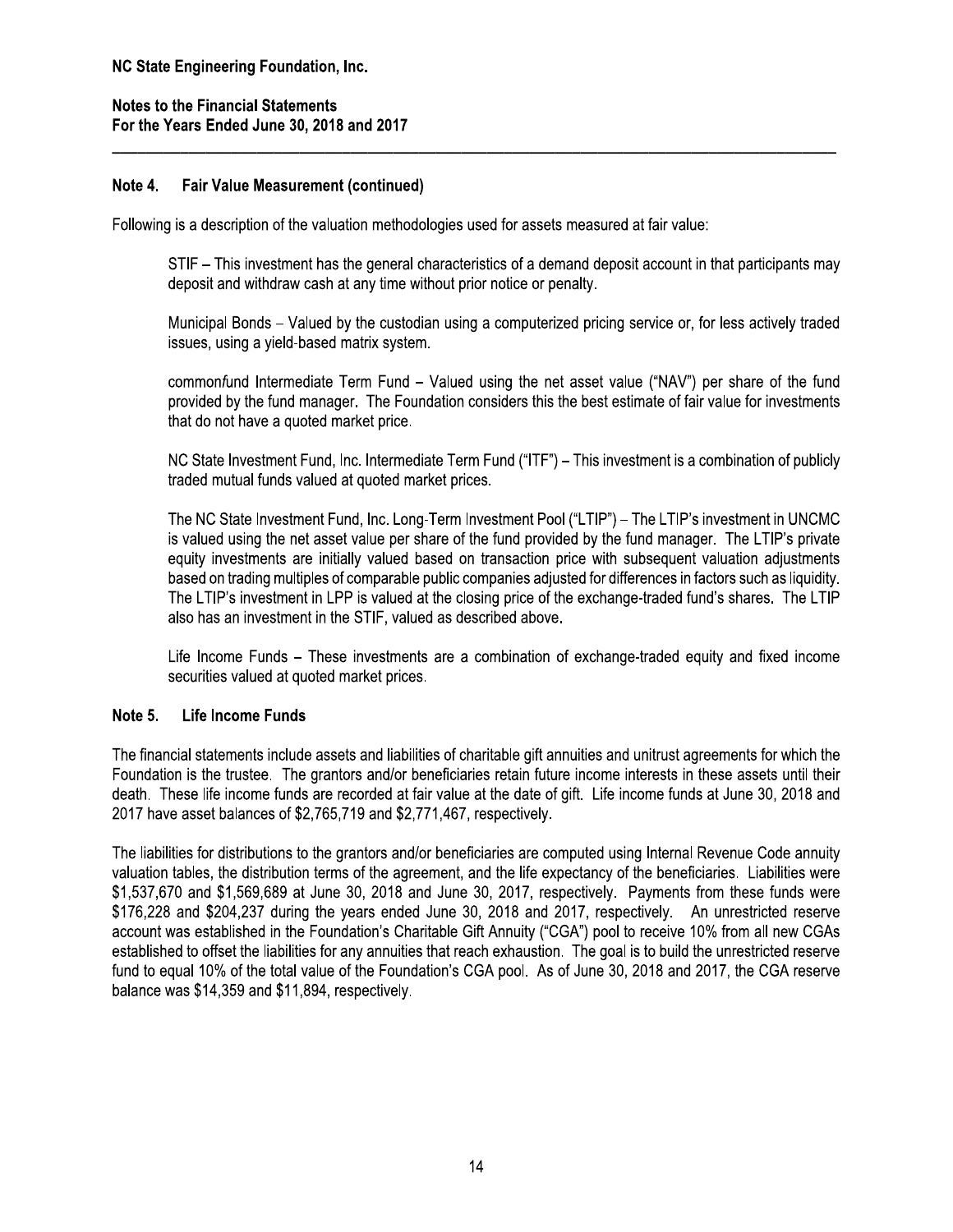## Note 4. Fair Value Measurement (continued)

Following is a description of the valuation methodologies used for assets measured at fair value:

STIF – This investment has the general characteristics of a demand deposit account in that participants may deposit and withdraw cash at any time without prior notice or penalty.

Municipal Bonds – Valued by the custodian using a computerized pricing service or, for less actively traded issues, using a yield-based matrix system.

common*fund* Intermediate Term Fund – Valued using the net asset value ("NAV") per share of the fund provided by the fund manager. The Foundation considers this the best estimate of fair value for investments that do not have a quoted market price.

NC State Investment Fund, Inc. Intermediate Term Fund ("ITF") – This investment is a combination of publicly traded mutual funds valued at quoted market prices.

The NC State Investment Fund, Inc. Long-Term Investment Pool ("LTIP") – The LTIP's investment in UNCMC is valued using the net asset value per share of the fund provided by the fund manager. The LTIP's private equity investments are initially valued based on transaction price with subsequent valuation adjustments based on trading multiples of comparable public companies adjusted for differences in factors such as liquidity. The LTIP's investment in LPP is valued at the closing price of the exchange-traded fund's shares. The LTIP also has an investment in the STIF, valued as described above.

Life Income Funds – These investments are a combination of exchange-traded equity and fixed income securities valued at quoted market prices.

## Note 5. Life Income Funds

The financial statements include assets and liabilities of charitable gift annuities and unitrust agreements for which the Foundation is the trustee. The grantors and/or beneficiaries retain future income interests in these assets until their death. These life income funds are recorded at fair value at the date of gift. Life income funds at June 30, 2018 and 2017 have asset balances of $2,765,719 and $2,771,467, respectively.

The liabilities for distributions to the grantors and/or beneficiaries are computed using Internal Revenue Code annuity valuation tables, the distribution terms of the agreement, and the life expectancy of the beneficiaries. Liabilities were $1,537,670 and $1,569,689 at June 30, 2018 and June 30, 2017, respectively. Payments from these funds were $176,228 and $204,237 during the years ended June 30, 2018 and 2017, respectively. An unrestricted reserve account was established in the Foundation's Charitable Gift Annuity ("CGA") pool to receive 10% from all new CGAs established to offset the liabilities for any annuities that reach exhaustion. The goal is to build the unrestricted reserve fund to equal 10% of the total value of the Foundation's CGA pool. As of June 30, 2018 and 2017, the CGA reserve balance was $14,359 and $11,894, respectively.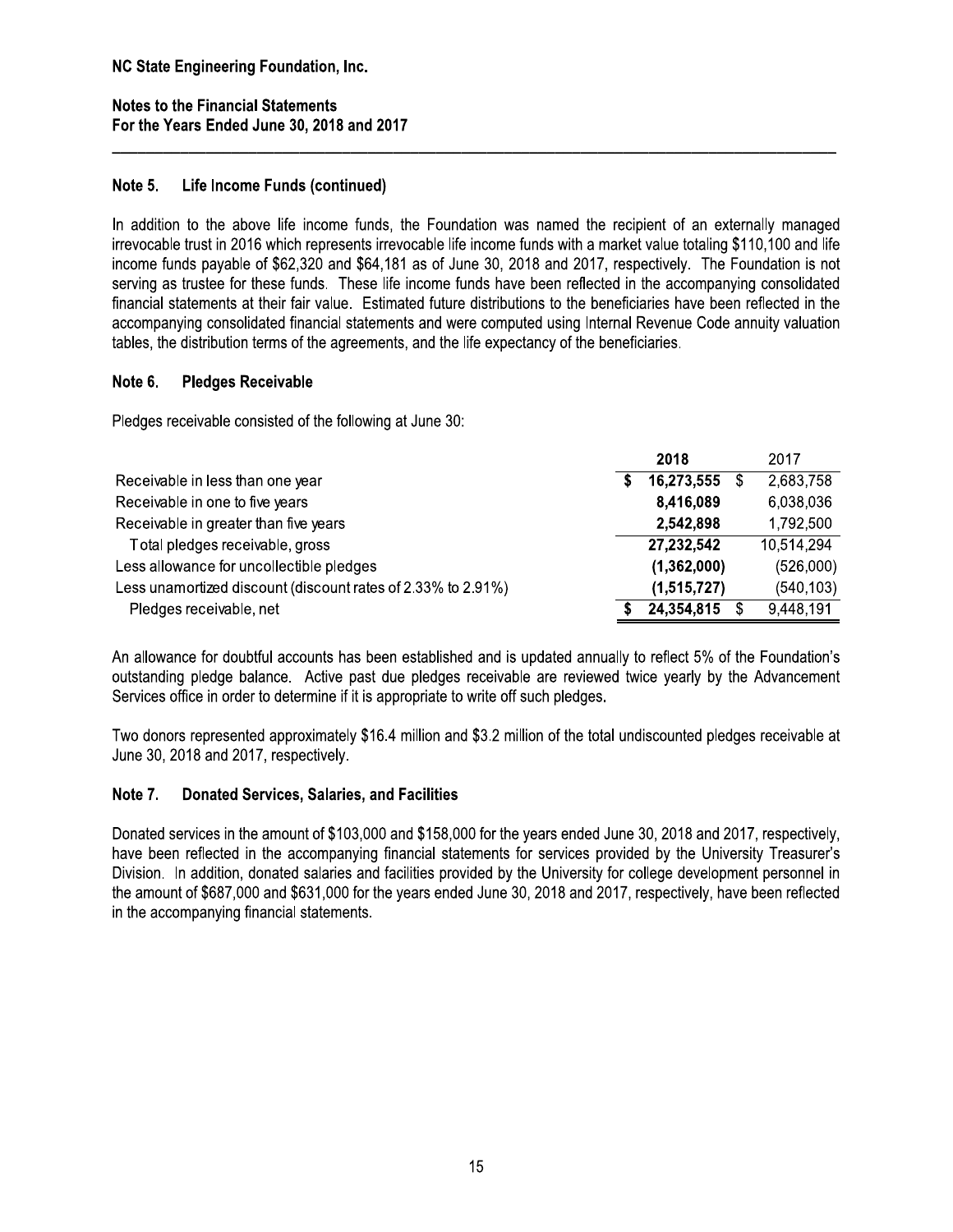# NC State Engineering Foundation, Inc.

## Notes to the Financial Statements
## For the Years Ended June 30, 2018 and 2017

### Note 5. Life Income Funds (continued)

In addition to the above life income funds, the Foundation was named the recipient of an externally managed irrevocable trust in 2016 which represents irrevocable life income funds with a market value totaling $110,100 and life income funds payable of $62,320 and $64,181 as of June 30, 2018 and 2017, respectively. The Foundation is not serving as trustee for these funds. These life income funds have been reflected in the accompanying consolidated financial statements at their fair value. Estimated future distributions to the beneficiaries have been reflected in the accompanying consolidated financial statements and were computed using Internal Revenue Code annuity valuation tables, the distribution terms of the agreements, and the life expectancy of the beneficiaries.

### Note 6. Pledges Receivable

Pledges receivable consisted of the following at June 30:

| | 2018 | 2017 |
|---|---|---|
| Receivable in less than one year | $ 16,273,555 | $ 2,683,758 |
| Receivable in one to five years | 8,416,089 | 6,038,036 |
| Receivable in greater than five years | 2,542,898 | 1,792,500 |
| Total pledges receivable, gross | 27,232,542 | 10,514,294 |
| Less allowance for uncollectible pledges | (1,362,000) | (526,000) |
| Less unamortized discount (discount rates of 2.33% to 2.91%) | (1,515,727) | (540,103) |
| Pledges receivable, net | $ 24,354,815 | $ 9,448,191 |

An allowance for doubtful accounts has been established and is updated annually to reflect 5% of the Foundation's outstanding pledge balance. Active past due pledges receivable are reviewed twice yearly by the Advancement Services office in order to determine if it is appropriate to write off such pledges.

Two donors represented approximately $16.4 million and $3.2 million of the total undiscounted pledges receivable at June 30, 2018 and 2017, respectively.

### Note 7. Donated Services, Salaries, and Facilities

Donated services in the amount of $103,000 and $158,000 for the years ended June 30, 2018 and 2017, respectively, have been reflected in the accompanying financial statements for services provided by the University Treasurer's Division. In addition, donated salaries and facilities provided by the University for college development personnel in the amount of $687,000 and $631,000 for the years ended June 30, 2018 and 2017, respectively, have been reflected in the accompanying financial statements.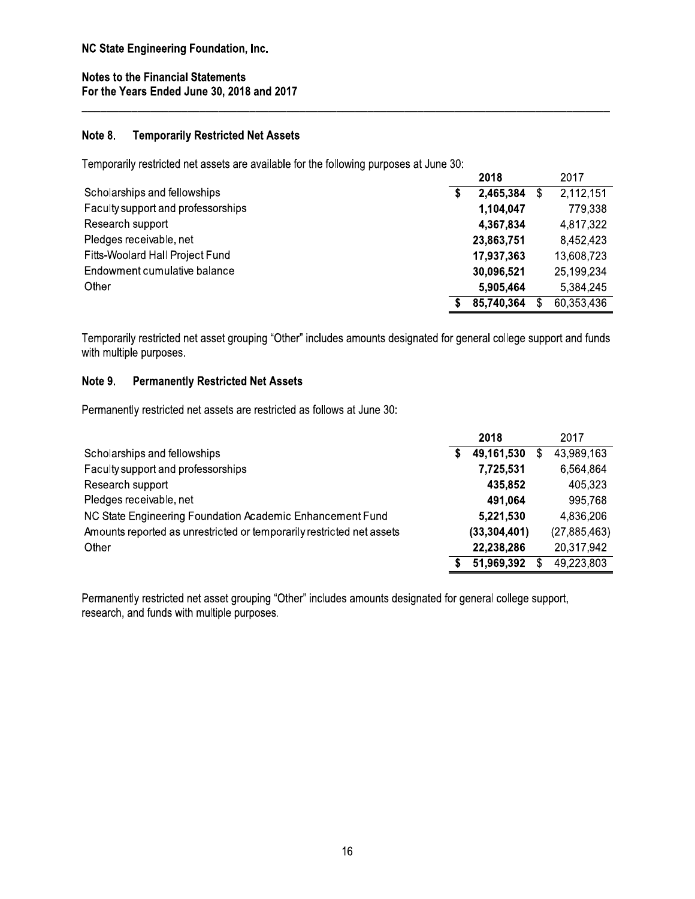**NC State Engineering Foundation, Inc.**

**Notes to the Financial Statements**
**For the Years Ended June 30, 2018 and 2017**

## Note 8. Temporarily Restricted Net Assets

Temporarily restricted net assets are available for the following purposes at June 30:

| | 2018 | 2017 |
|---|---|---|
| Scholarships and fellowships | $ 2,465,384 | $ 2,112,151 |
| Faculty support and professorships | 1,104,047 | 779,338 |
| Research support | 4,367,834 | 4,817,322 |
| Pledges receivable, net | 23,863,751 | 8,452,423 |
| Fitts-Woolard Hall Project Fund | 17,937,363 | 13,608,723 |
| Endowment cumulative balance | 30,096,521 | 25,199,234 |
| Other | 5,905,464 | 5,384,245 |
| | $ 85,740,364 | $ 60,353,436 |

Temporarily restricted net asset grouping "Other" includes amounts designated for general college support and funds with multiple purposes.

## Note 9. Permanently Restricted Net Assets

Permanently restricted net assets are restricted as follows at June 30:

| | 2018 | 2017 |
|---|---|---|
| Scholarships and fellowships | $ 49,161,530 | $ 43,989,163 |
| Faculty support and professorships | 7,725,531 | 6,564,864 |
| Research support | 435,852 | 405,323 |
| Pledges receivable, net | 491,064 | 995,768 |
| NC State Engineering Foundation Academic Enhancement Fund | 5,221,530 | 4,836,206 |
| Amounts reported as unrestricted or temporarily restricted net assets | (33,304,401) | (27,885,463) |
| Other | 22,238,286 | 20,317,942 |
| | $ 51,969,392 | $ 49,223,803 |

Permanently restricted net asset grouping "Other" includes amounts designated for general college support, research, and funds with multiple purposes.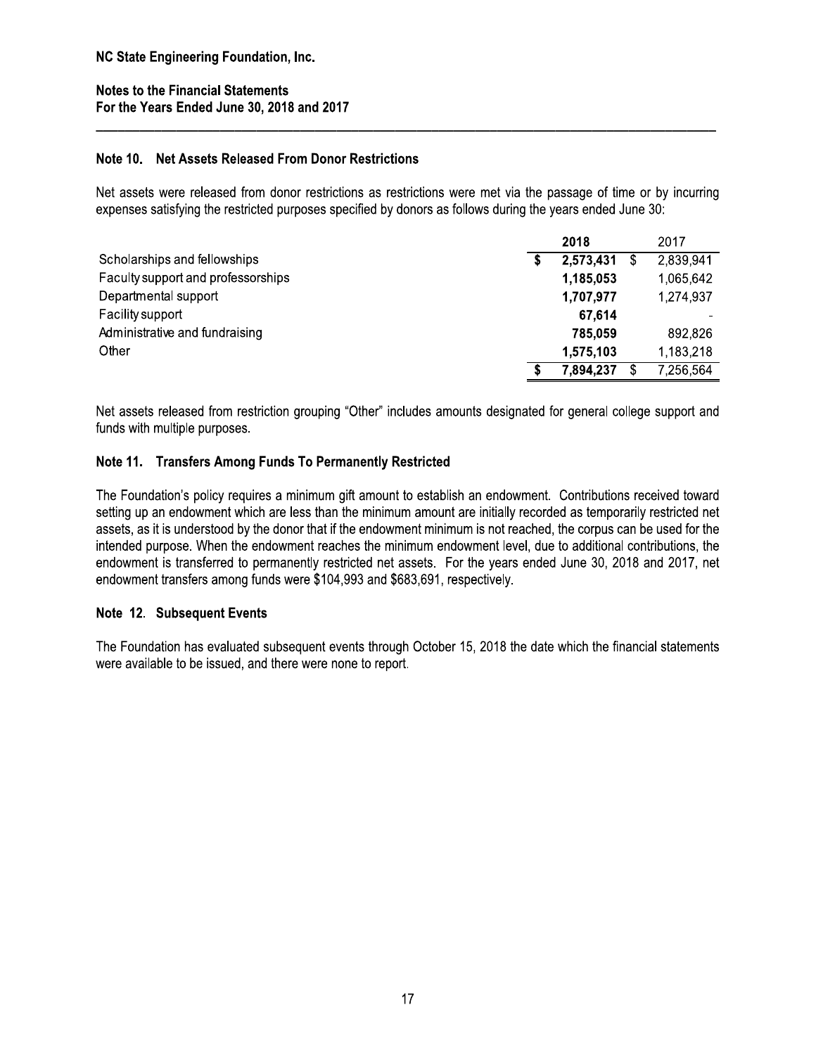NC State Engineering Foundation, Inc.

**Notes to the Financial Statements**
**For the Years Ended June 30, 2018 and 2017**

### Note 10. Net Assets Released From Donor Restrictions

Net assets were released from donor restrictions as restrictions were met via the passage of time or by incurring expenses satisfying the restricted purposes specified by donors as follows during the years ended June 30:

| | 2018 | 2017 |
|---|---|---|
| Scholarships and fellowships | $ 2,573,431 | $ 2,839,941 |
| Faculty support and professorships | 1,185,053 | 1,065,642 |
| Departmental support | 1,707,977 | 1,274,937 |
| Facility support | 67,614 | - |
| Administrative and fundraising | 785,059 | 892,826 |
| Other | 1,575,103 | 1,183,218 |
| | $ 7,894,237 | $ 7,256,564 |

Net assets released from restriction grouping "Other" includes amounts designated for general college support and funds with multiple purposes.

### Note 11. Transfers Among Funds To Permanently Restricted

The Foundation's policy requires a minimum gift amount to establish an endowment. Contributions received toward setting up an endowment which are less than the minimum amount are initially recorded as temporarily restricted net assets, as it is understood by the donor that if the endowment minimum is not reached, the corpus can be used for the intended purpose. When the endowment reaches the minimum endowment level, due to additional contributions, the endowment is transferred to permanently restricted net assets. For the years ended June 30, 2018 and 2017, net endowment transfers among funds were $104,993 and $683,691, respectively.

### Note 12. Subsequent Events

The Foundation has evaluated subsequent events through October 15, 2018 the date which the financial statements were available to be issued, and there were none to report.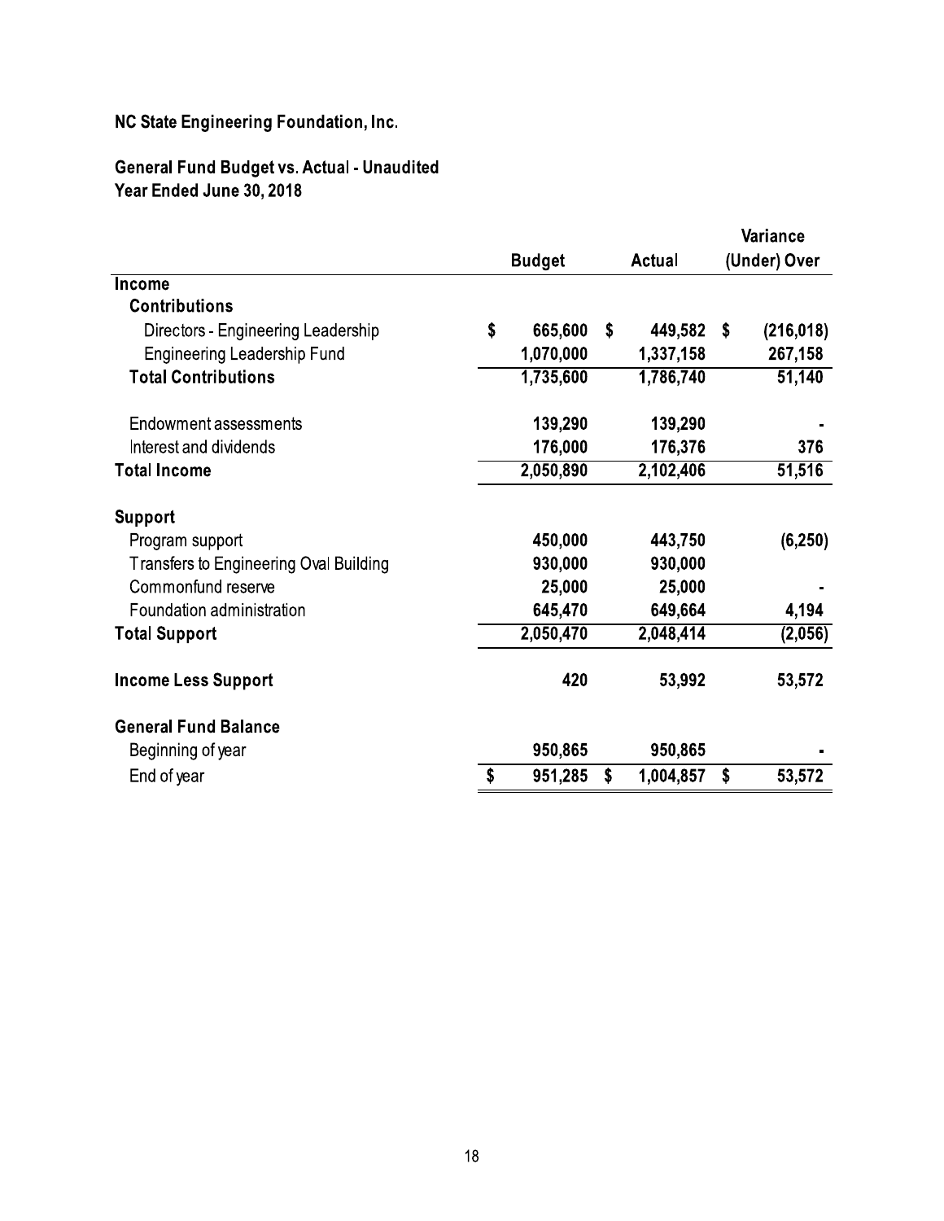**NC State Engineering Foundation, Inc.**

**General Fund Budget vs. Actual - Unaudited**
**Year Ended June 30, 2018**

| | Budget | Actual | Variance (Under) Over |
|---|---|---|---|
| **Income** | | | |
| **Contributions** | | | |
| Directors - Engineering Leadership | $ 665,600 | $ 449,582 | $ (216,018) |
| Engineering Leadership Fund | 1,070,000 | 1,337,158 | 267,158 |
| **Total Contributions** | 1,735,600 | 1,786,740 | 51,140 |
| Endowment assessments | 139,290 | 139,290 | - |
| Interest and dividends | 176,000 | 176,376 | 376 |
| **Total Income** | 2,050,890 | 2,102,406 | 51,516 |
| **Support** | | | |
| Program support | 450,000 | 443,750 | (6,250) |
| Transfers to Engineering Oval Building | 930,000 | 930,000 | |
| Commonfund reserve | 25,000 | 25,000 | - |
| Foundation administration | 645,470 | 649,664 | 4,194 |
| **Total Support** | 2,050,470 | 2,048,414 | (2,056) |
| **Income Less Support** | 420 | 53,992 | 53,572 |
| **General Fund Balance** | | | |
| Beginning of year | 950,865 | 950,865 | - |
| End of year | $ 951,285 | $ 1,004,857 | $ 53,572 |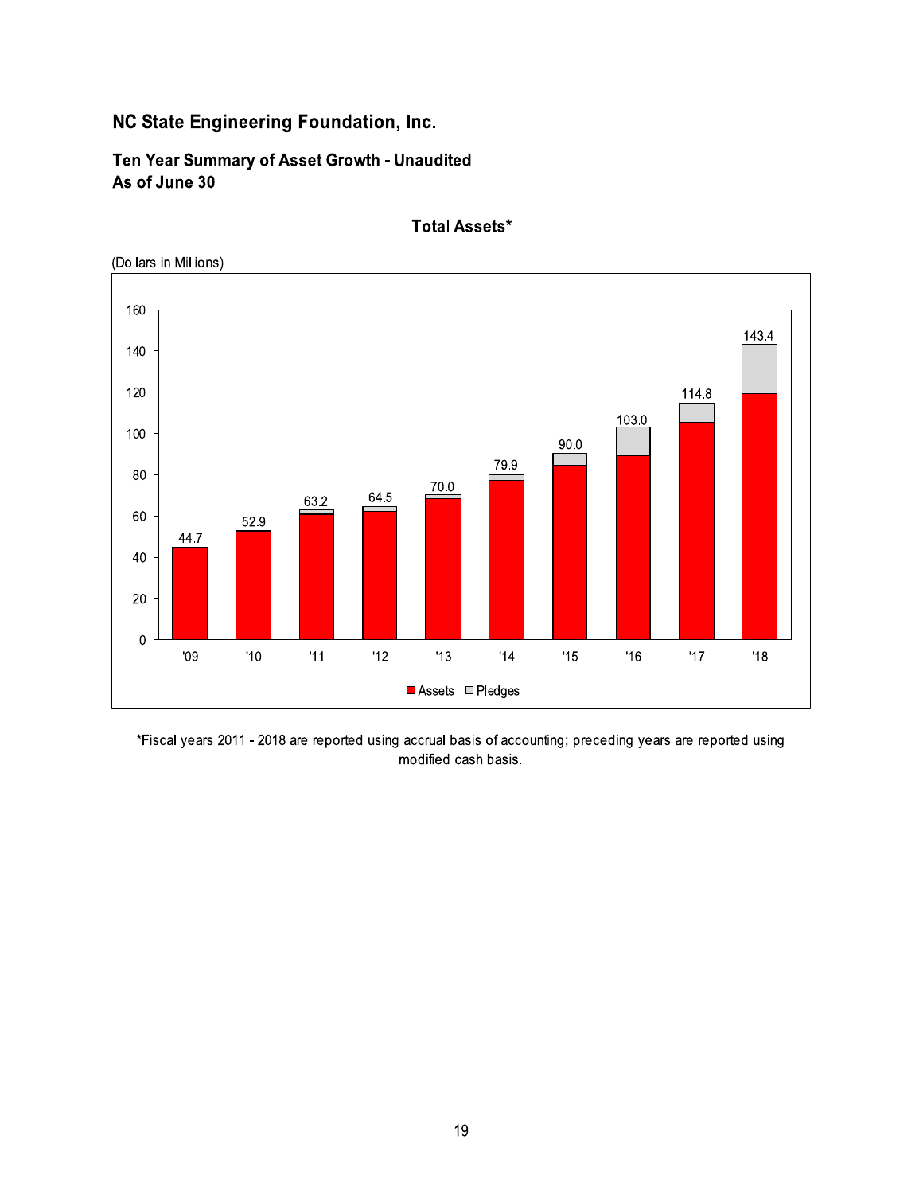# NC State Engineering Foundation, Inc.

## Ten Year Summary of Asset Growth - Unaudited
## As of June 30

### Total Assets*

(Dollars in Millions)

| Year | Total |
|---|---|
| '09 | 44.7 |
| '10 | 52.9 |
| '11 | 63.2 |
| '12 | 64.5 |
| '13 | 70.0 |
| '14 | 79.9 |
| '15 | 90.0 |
| '16 | 103.0 |
| '17 | 114.8 |
| '18 | 143.4 |

Assets  Pledges

*Fiscal years 2011 - 2018 are reported using accrual basis of accounting; preceding years are reported using modified cash basis.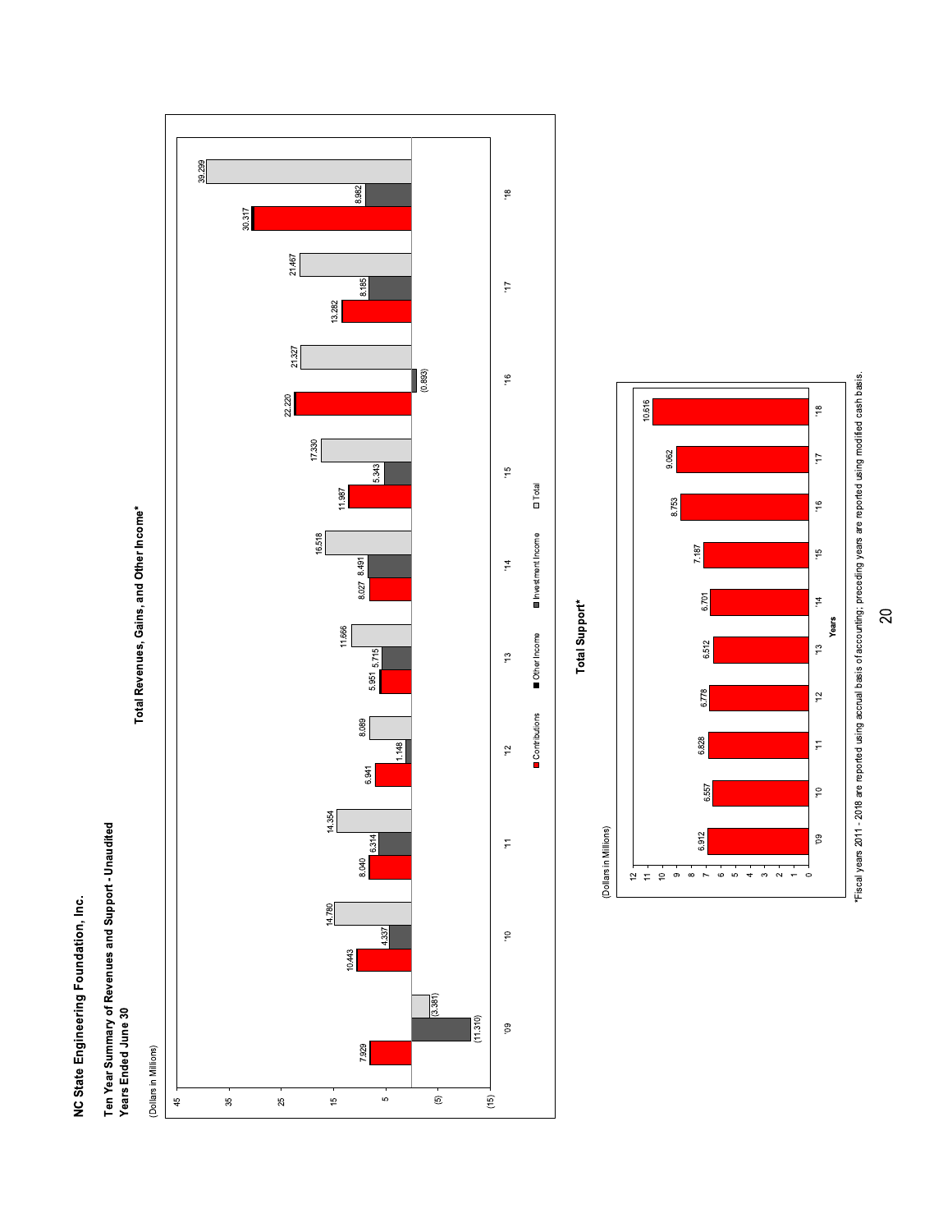**NC State Engineering Foundation, Inc.**

**Ten Year Summary of Revenues and Support - Unaudited**
**Years Ended June 30**

(Dollars in Millions)

**Total Revenues, Gains, and Other Income***

45
35
25
15
5
(5)
(15)

'09: 7.929, (11.310), (3.381)
'10: 10.443, 4.337, 14.780
'11: 8.040, 6.314, 14.354
'12: 6.941, 1.148, 8.089
'13: 5.951, 5.715, 11.666
'14: 8.027, 8.491, 16.518
'15: 11.987, 5.343, 17.330
'16: 22.220, (0.893), 21.327
'17: 13.282, 8.185, 21.467
'18: 30.317, 8.982, 39.299

Contributions ■ Other Income ■ Investment Income □ Total

**Total Support***

(Dollars in Millions)

12
11
10
9
8
7
6
5
4
3
2
1
0

'09: 6.912
'10: 6.557
'11: 6.828
'12: 6.778
'13: 6.512
'14: 6.701
'15: 7.187
'16: 8.753
'17: 9.062
'18: 10.616

Years

*Fiscal years 2011 - 2018 are reported using accrual basis of accounting; preceding years are reported using modified cash basis.